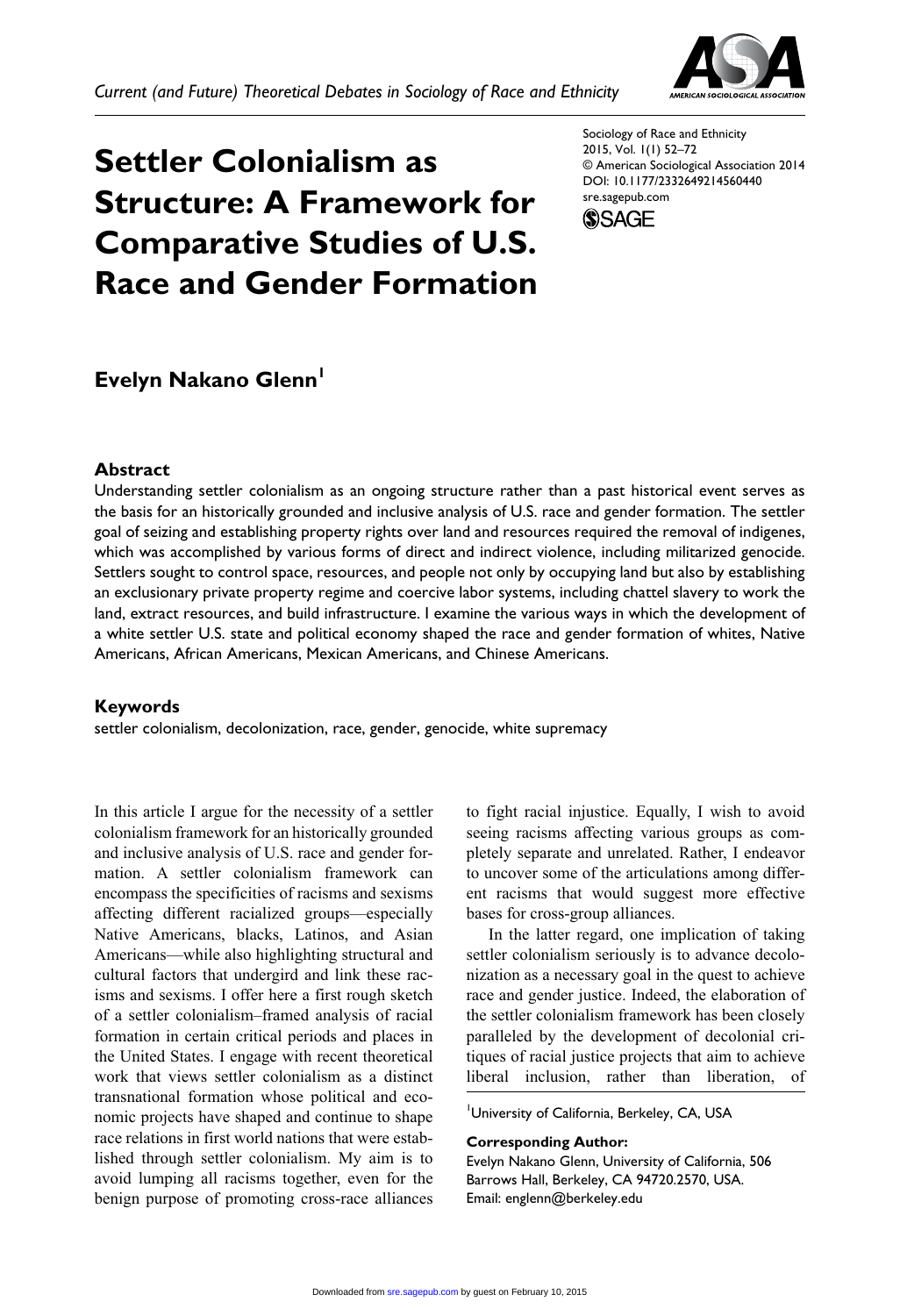# Settler Colonialism as Structure: A Framework for Comparative Studies of U.S. Race and Gender Formation

Sociology of Race and Ethnicity
2015, Vol. 1(1) 52–72
© American Sociological Association 2014
DOI: 10.1177/2332649214560440
sre.sagepub.com

**Evelyn Nakano Glenn**[1]

## Abstract

Understanding settler colonialism as an ongoing structure rather than a past historical event serves as the basis for an historically grounded and inclusive analysis of U.S. race and gender formation. The settler goal of seizing and establishing property rights over land and resources required the removal of indigenes, which was accomplished by various forms of direct and indirect violence, including militarized genocide. Settlers sought to control space, resources, and people not only by occupying land but also by establishing an exclusionary private property regime and coercive labor systems, including chattel slavery to work the land, extract resources, and build infrastructure. I examine the various ways in which the development of a white settler U.S. state and political economy shaped the race and gender formation of whites, Native Americans, African Americans, Mexican Americans, and Chinese Americans.

## Keywords

settler colonialism, decolonization, race, gender, genocide, white supremacy

In this article I argue for the necessity of a settler colonialism framework for an historically grounded and inclusive analysis of U.S. race and gender formation. A settler colonialism framework can encompass the specificities of racisms and sexisms affecting different racialized groups—especially Native Americans, blacks, Latinos, and Asian Americans—while also highlighting structural and cultural factors that undergird and link these racisms and sexisms. I offer here a first rough sketch of a settler colonialism–framed analysis of racial formation in certain critical periods and places in the United States. I engage with recent theoretical work that views settler colonialism as a distinct transnational formation whose political and economic projects have shaped and continue to shape race relations in first world nations that were established through settler colonialism. My aim is to avoid lumping all racisms together, even for the benign purpose of promoting cross-race alliances to fight racial injustice. Equally, I wish to avoid seeing racisms affecting various groups as completely separate and unrelated. Rather, I endeavor to uncover some of the articulations among different racisms that would suggest more effective bases for cross-group alliances.

In the latter regard, one implication of taking settler colonialism seriously is to advance decolonization as a necessary goal in the quest to achieve race and gender justice. Indeed, the elaboration of the settler colonialism framework has been closely paralleled by the development of decolonial critiques of racial justice projects that aim to achieve liberal inclusion, rather than liberation, of

[1]University of California, Berkeley, CA, USA

**Corresponding Author:**
Evelyn Nakano Glenn, University of California, 506 Barrows Hall, Berkeley, CA 94720.2570, USA.
Email: englenn@berkeley.edu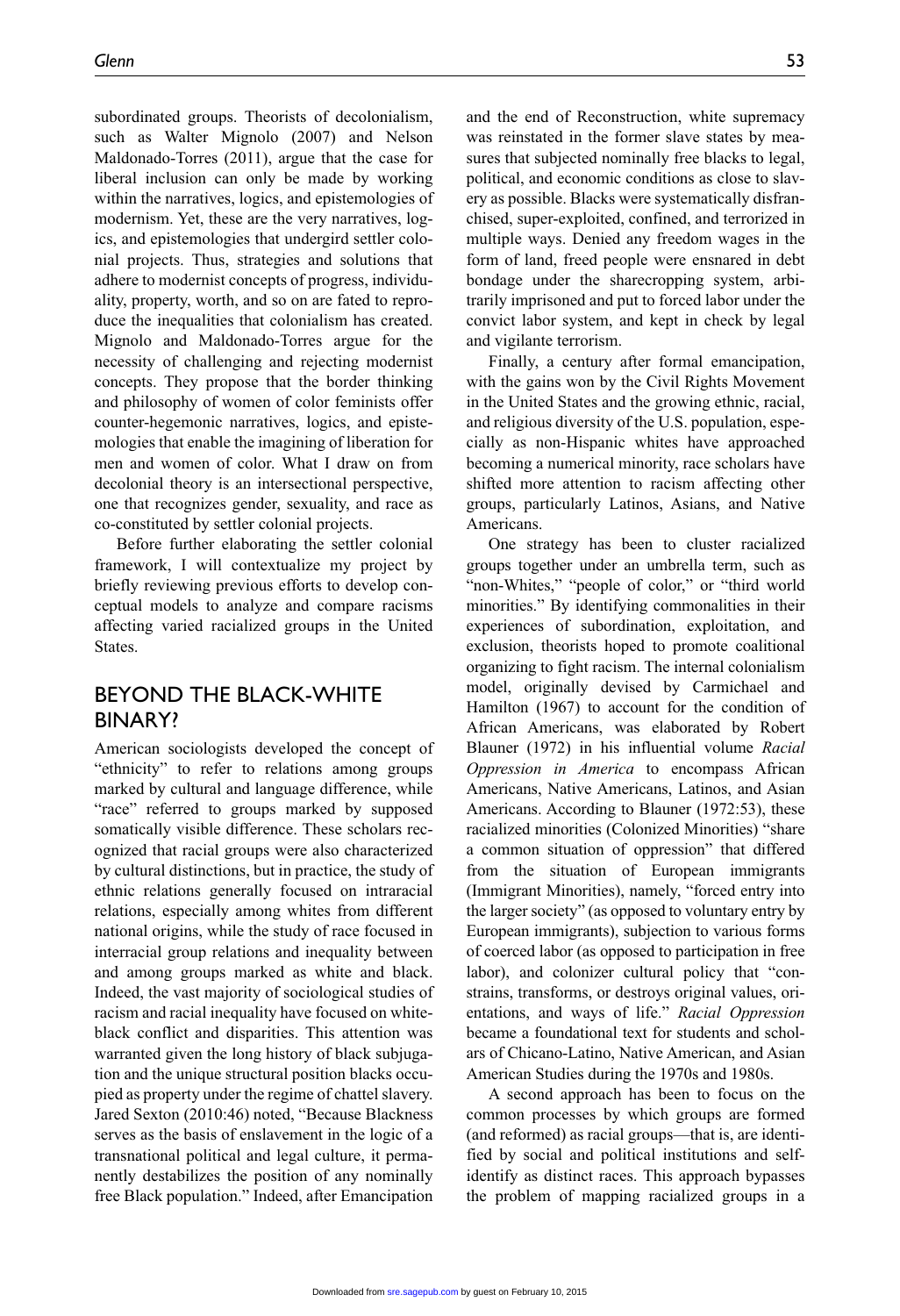subordinated groups. Theorists of decolonialism, such as Walter Mignolo (2007) and Nelson Maldonado-Torres (2011), argue that the case for liberal inclusion can only be made by working within the narratives, logics, and epistemologies of modernism. Yet, these are the very narratives, logics, and epistemologies that undergird settler colonial projects. Thus, strategies and solutions that adhere to modernist concepts of progress, individuality, property, worth, and so on are fated to reproduce the inequalities that colonialism has created. Mignolo and Maldonado-Torres argue for the necessity of challenging and rejecting modernist concepts. They propose that the border thinking and philosophy of women of color feminists offer counter-hegemonic narratives, logics, and epistemologies that enable the imagining of liberation for men and women of color. What I draw on from decolonial theory is an intersectional perspective, one that recognizes gender, sexuality, and race as co-constituted by settler colonial projects.

Before further elaborating the settler colonial framework, I will contextualize my project by briefly reviewing previous efforts to develop conceptual models to analyze and compare racisms affecting varied racialized groups in the United States.

## BEYOND THE BLACK-WHITE BINARY?

American sociologists developed the concept of "ethnicity" to refer to relations among groups marked by cultural and language difference, while "race" referred to groups marked by supposed somatically visible difference. These scholars recognized that racial groups were also characterized by cultural distinctions, but in practice, the study of ethnic relations generally focused on intraracial relations, especially among whites from different national origins, while the study of race focused in interracial group relations and inequality between and among groups marked as white and black. Indeed, the vast majority of sociological studies of racism and racial inequality have focused on white-black conflict and disparities. This attention was warranted given the long history of black subjugation and the unique structural position blacks occupied as property under the regime of chattel slavery. Jared Sexton (2010:46) noted, "Because Blackness serves as the basis of enslavement in the logic of a transnational political and legal culture, it permanently destabilizes the position of any nominally free Black population." Indeed, after Emancipation and the end of Reconstruction, white supremacy was reinstated in the former slave states by measures that subjected nominally free blacks to legal, political, and economic conditions as close to slavery as possible. Blacks were systematically disfranchised, super-exploited, confined, and terrorized in multiple ways. Denied any freedom wages in the form of land, freed people were ensnared in debt bondage under the sharecropping system, arbitrarily imprisoned and put to forced labor under the convict labor system, and kept in check by legal and vigilante terrorism.

Finally, a century after formal emancipation, with the gains won by the Civil Rights Movement in the United States and the growing ethnic, racial, and religious diversity of the U.S. population, especially as non-Hispanic whites have approached becoming a numerical minority, race scholars have shifted more attention to racism affecting other groups, particularly Latinos, Asians, and Native Americans.

One strategy has been to cluster racialized groups together under an umbrella term, such as "non-Whites," "people of color," or "third world minorities." By identifying commonalities in their experiences of subordination, exploitation, and exclusion, theorists hoped to promote coalitional organizing to fight racism. The internal colonialism model, originally devised by Carmichael and Hamilton (1967) to account for the condition of African Americans, was elaborated by Robert Blauner (1972) in his influential volume *Racial Oppression in America* to encompass African Americans, Native Americans, Latinos, and Asian Americans. According to Blauner (1972:53), these racialized minorities (Colonized Minorities) "share a common situation of oppression" that differed from the situation of European immigrants (Immigrant Minorities), namely, "forced entry into the larger society" (as opposed to voluntary entry by European immigrants), subjection to various forms of coerced labor (as opposed to participation in free labor), and colonizer cultural policy that "constrains, transforms, or destroys original values, orientations, and ways of life." *Racial Oppression* became a foundational text for students and scholars of Chicano-Latino, Native American, and Asian American Studies during the 1970s and 1980s.

A second approach has been to focus on the common processes by which groups are formed (and reformed) as racial groups—that is, are identified by social and political institutions and self-identify as distinct races. This approach bypasses the problem of mapping racialized groups in a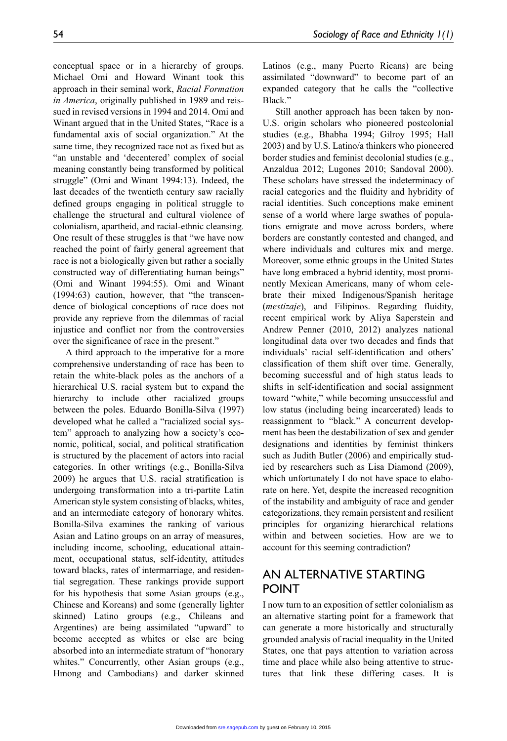conceptual space or in a hierarchy of groups. Michael Omi and Howard Winant took this approach in their seminal work, *Racial Formation in America*, originally published in 1989 and reissued in revised versions in 1994 and 2014. Omi and Winant argued that in the United States, "Race is a fundamental axis of social organization." At the same time, they recognized race not as fixed but as "an unstable and 'decentered' complex of social meaning constantly being transformed by political struggle" (Omi and Winant 1994:13). Indeed, the last decades of the twentieth century saw racially defined groups engaging in political struggle to challenge the structural and cultural violence of colonialism, apartheid, and racial-ethnic cleansing. One result of these struggles is that "we have now reached the point of fairly general agreement that race is not a biologically given but rather a socially constructed way of differentiating human beings" (Omi and Winant 1994:55). Omi and Winant (1994:63) caution, however, that "the transcendence of biological conceptions of race does not provide any reprieve from the dilemmas of racial injustice and conflict nor from the controversies over the significance of race in the present."

A third approach to the imperative for a more comprehensive understanding of race has been to retain the white-black poles as the anchors of a hierarchical U.S. racial system but to expand the hierarchy to include other racialized groups between the poles. Eduardo Bonilla-Silva (1997) developed what he called a "racialized social system" approach to analyzing how a society's economic, political, social, and political stratification is structured by the placement of actors into racial categories. In other writings (e.g., Bonilla-Silva 2009) he argues that U.S. racial stratification is undergoing transformation into a tri-partite Latin American style system consisting of blacks, whites, and an intermediate category of honorary whites. Bonilla-Silva examines the ranking of various Asian and Latino groups on an array of measures, including income, schooling, educational attainment, occupational status, self-identity, attitudes toward blacks, rates of intermarriage, and residential segregation. These rankings provide support for his hypothesis that some Asian groups (e.g., Chinese and Koreans) and some (generally lighter skinned) Latino groups (e.g., Chileans and Argentines) are being assimilated "upward" to become accepted as whites or else are being absorbed into an intermediate stratum of "honorary whites." Concurrently, other Asian groups (e.g., Hmong and Cambodians) and darker skinned Latinos (e.g., many Puerto Ricans) are being assimilated "downward" to become part of an expanded category that he calls the "collective Black."

Still another approach has been taken by non-U.S. origin scholars who pioneered postcolonial studies (e.g., Bhabha 1994; Gilroy 1995; Hall 2003) and by U.S. Latino/a thinkers who pioneered border studies and feminist decolonial studies (e.g., Anzaldua 2012; Lugones 2010; Sandoval 2000). These scholars have stressed the indeterminacy of racial categories and the fluidity and hybridity of racial identities. Such conceptions make eminent sense of a world where large swathes of populations emigrate and move across borders, where borders are constantly contested and changed, and where individuals and cultures mix and merge. Moreover, some ethnic groups in the United States have long embraced a hybrid identity, most prominently Mexican Americans, many of whom celebrate their mixed Indigenous/Spanish heritage (*mestizaje*), and Filipinos. Regarding fluidity, recent empirical work by Aliya Saperstein and Andrew Penner (2010, 2012) analyzes national longitudinal data over two decades and finds that individuals' racial self-identification and others' classification of them shift over time. Generally, becoming successful and of high status leads to shifts in self-identification and social assignment toward "white," while becoming unsuccessful and low status (including being incarcerated) leads to reassignment to "black." A concurrent development has been the destabilization of sex and gender designations and identities by feminist thinkers such as Judith Butler (2006) and empirically studied by researchers such as Lisa Diamond (2009), which unfortunately I do not have space to elaborate on here. Yet, despite the increased recognition of the instability and ambiguity of race and gender categorizations, they remain persistent and resilient principles for organizing hierarchical relations within and between societies. How are we to account for this seeming contradiction?

## AN ALTERNATIVE STARTING POINT

I now turn to an exposition of settler colonialism as an alternative starting point for a framework that can generate a more historically and structurally grounded analysis of racial inequality in the United States, one that pays attention to variation across time and place while also being attentive to structures that link these differing cases. It is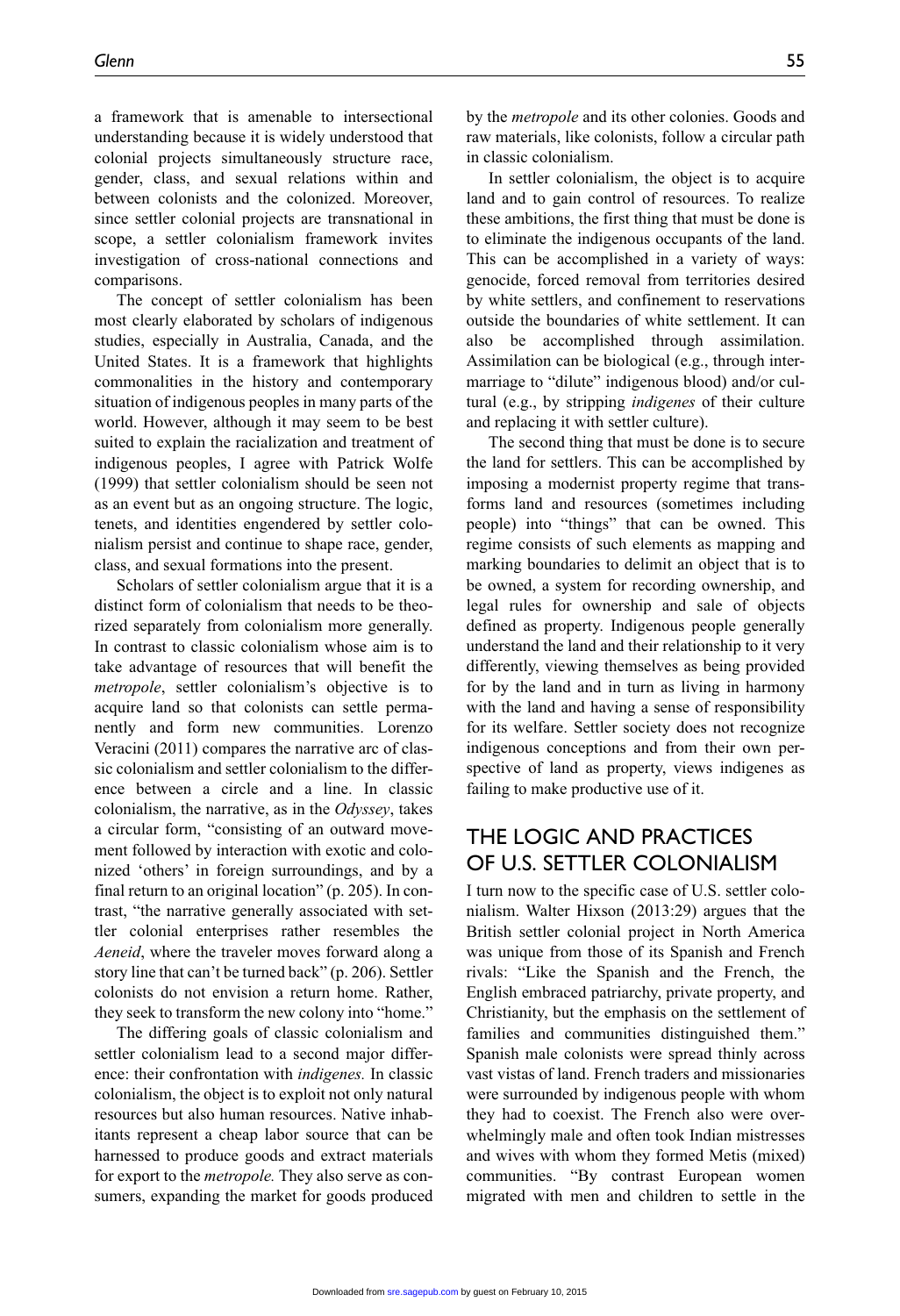a framework that is amenable to intersectional understanding because it is widely understood that colonial projects simultaneously structure race, gender, class, and sexual relations within and between colonists and the colonized. Moreover, since settler colonial projects are transnational in scope, a settler colonialism framework invites investigation of cross-national connections and comparisons.

The concept of settler colonialism has been most clearly elaborated by scholars of indigenous studies, especially in Australia, Canada, and the United States. It is a framework that highlights commonalities in the history and contemporary situation of indigenous peoples in many parts of the world. However, although it may seem to be best suited to explain the racialization and treatment of indigenous peoples, I agree with Patrick Wolfe (1999) that settler colonialism should be seen not as an event but as an ongoing structure. The logic, tenets, and identities engendered by settler colonialism persist and continue to shape race, gender, class, and sexual formations into the present.

Scholars of settler colonialism argue that it is a distinct form of colonialism that needs to be theorized separately from colonialism more generally. In contrast to classic colonialism whose aim is to take advantage of resources that will benefit the *metropole*, settler colonialism's objective is to acquire land so that colonists can settle permanently and form new communities. Lorenzo Veracini (2011) compares the narrative arc of classic colonialism and settler colonialism to the difference between a circle and a line. In classic colonialism, the narrative, as in the *Odyssey*, takes a circular form, "consisting of an outward movement followed by interaction with exotic and colonized 'others' in foreign surroundings, and by a final return to an original location" (p. 205). In contrast, "the narrative generally associated with settler colonial enterprises rather resembles the *Aeneid*, where the traveler moves forward along a story line that can't be turned back" (p. 206). Settler colonists do not envision a return home. Rather, they seek to transform the new colony into "home."

The differing goals of classic colonialism and settler colonialism lead to a second major difference: their confrontation with *indigenes.* In classic colonialism, the object is to exploit not only natural resources but also human resources. Native inhabitants represent a cheap labor source that can be harnessed to produce goods and extract materials for export to the *metropole.* They also serve as consumers, expanding the market for goods produced by the *metropole* and its other colonies. Goods and raw materials, like colonists, follow a circular path in classic colonialism.

In settler colonialism, the object is to acquire land and to gain control of resources. To realize these ambitions, the first thing that must be done is to eliminate the indigenous occupants of the land. This can be accomplished in a variety of ways: genocide, forced removal from territories desired by white settlers, and confinement to reservations outside the boundaries of white settlement. It can also be accomplished through assimilation. Assimilation can be biological (e.g., through intermarriage to "dilute" indigenous blood) and/or cultural (e.g., by stripping *indigenes* of their culture and replacing it with settler culture).

The second thing that must be done is to secure the land for settlers. This can be accomplished by imposing a modernist property regime that transforms land and resources (sometimes including people) into "things" that can be owned. This regime consists of such elements as mapping and marking boundaries to delimit an object that is to be owned, a system for recording ownership, and legal rules for ownership and sale of objects defined as property. Indigenous people generally understand the land and their relationship to it very differently, viewing themselves as being provided for by the land and in turn as living in harmony with the land and having a sense of responsibility for its welfare. Settler society does not recognize indigenous conceptions and from their own perspective of land as property, views indigenes as failing to make productive use of it.

## THE LOGIC AND PRACTICES OF U.S. SETTLER COLONIALISM

I turn now to the specific case of U.S. settler colonialism. Walter Hixson (2013:29) argues that the British settler colonial project in North America was unique from those of its Spanish and French rivals: "Like the Spanish and the French, the English embraced patriarchy, private property, and Christianity, but the emphasis on the settlement of families and communities distinguished them." Spanish male colonists were spread thinly across vast vistas of land. French traders and missionaries were surrounded by indigenous people with whom they had to coexist. The French also were overwhelmingly male and often took Indian mistresses and wives with whom they formed Metis (mixed) communities. "By contrast European women migrated with men and children to settle in the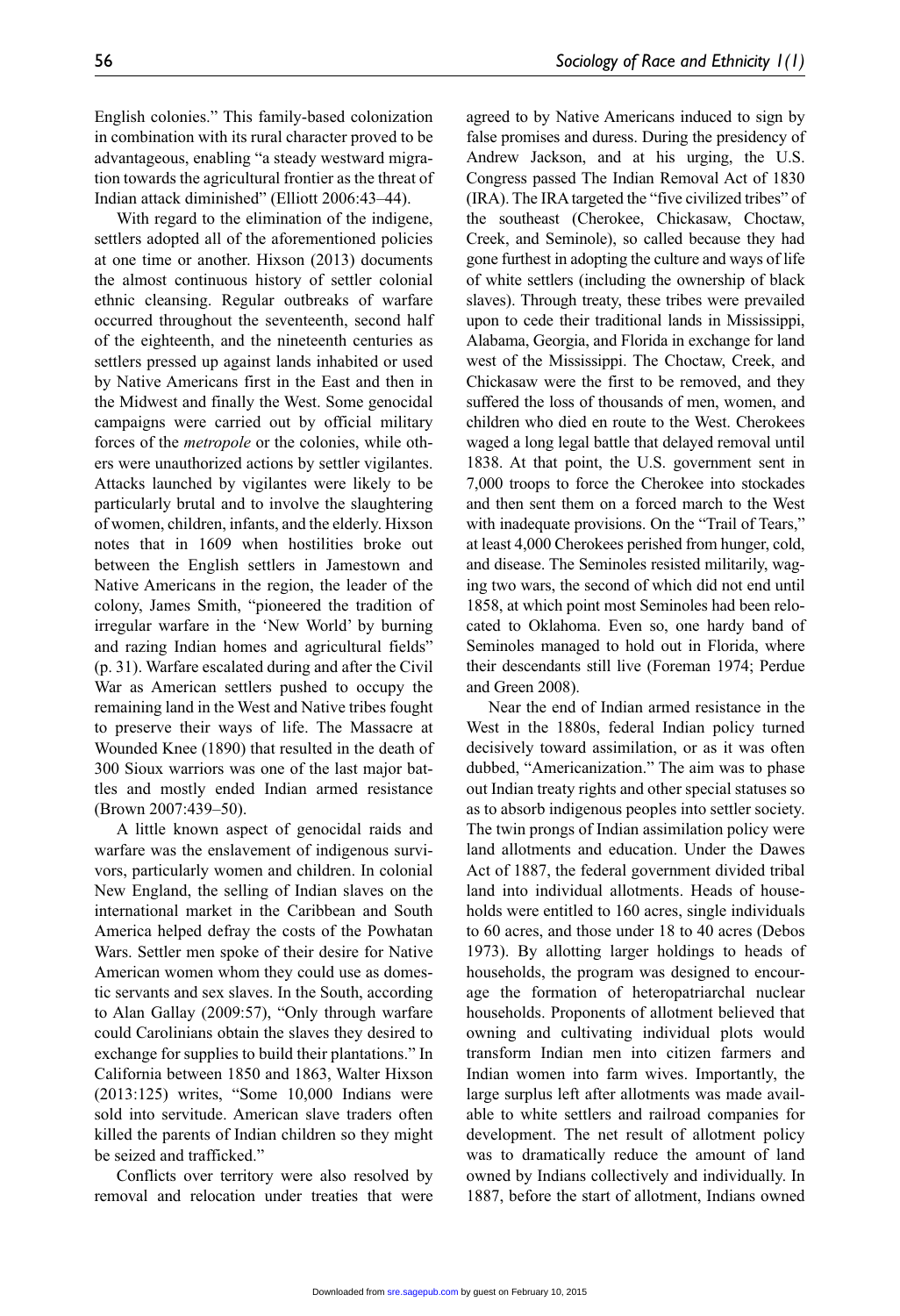English colonies." This family-based colonization in combination with its rural character proved to be advantageous, enabling "a steady westward migration towards the agricultural frontier as the threat of Indian attack diminished" (Elliott 2006:43–44).

With regard to the elimination of the indigene, settlers adopted all of the aforementioned policies at one time or another. Hixson (2013) documents the almost continuous history of settler colonial ethnic cleansing. Regular outbreaks of warfare occurred throughout the seventeenth, second half of the eighteenth, and the nineteenth centuries as settlers pressed up against lands inhabited or used by Native Americans first in the East and then in the Midwest and finally the West. Some genocidal campaigns were carried out by official military forces of the *metropole* or the colonies, while others were unauthorized actions by settler vigilantes. Attacks launched by vigilantes were likely to be particularly brutal and to involve the slaughtering of women, children, infants, and the elderly. Hixson notes that in 1609 when hostilities broke out between the English settlers in Jamestown and Native Americans in the region, the leader of the colony, James Smith, "pioneered the tradition of irregular warfare in the 'New World' by burning and razing Indian homes and agricultural fields" (p. 31). Warfare escalated during and after the Civil War as American settlers pushed to occupy the remaining land in the West and Native tribes fought to preserve their ways of life. The Massacre at Wounded Knee (1890) that resulted in the death of 300 Sioux warriors was one of the last major battles and mostly ended Indian armed resistance (Brown 2007:439–50).

A little known aspect of genocidal raids and warfare was the enslavement of indigenous survivors, particularly women and children. In colonial New England, the selling of Indian slaves on the international market in the Caribbean and South America helped defray the costs of the Powhatan Wars. Settler men spoke of their desire for Native American women whom they could use as domestic servants and sex slaves. In the South, according to Alan Gallay (2009:57), "Only through warfare could Carolinians obtain the slaves they desired to exchange for supplies to build their plantations." In California between 1850 and 1863, Walter Hixson (2013:125) writes, "Some 10,000 Indians were sold into servitude. American slave traders often killed the parents of Indian children so they might be seized and trafficked."

Conflicts over territory were also resolved by removal and relocation under treaties that were agreed to by Native Americans induced to sign by false promises and duress. During the presidency of Andrew Jackson, and at his urging, the U.S. Congress passed The Indian Removal Act of 1830 (IRA). The IRA targeted the "five civilized tribes" of the southeast (Cherokee, Chickasaw, Choctaw, Creek, and Seminole), so called because they had gone furthest in adopting the culture and ways of life of white settlers (including the ownership of black slaves). Through treaty, these tribes were prevailed upon to cede their traditional lands in Mississippi, Alabama, Georgia, and Florida in exchange for land west of the Mississippi. The Choctaw, Creek, and Chickasaw were the first to be removed, and they suffered the loss of thousands of men, women, and children who died en route to the West. Cherokees waged a long legal battle that delayed removal until 1838. At that point, the U.S. government sent in 7,000 troops to force the Cherokee into stockades and then sent them on a forced march to the West with inadequate provisions. On the "Trail of Tears," at least 4,000 Cherokees perished from hunger, cold, and disease. The Seminoles resisted militarily, waging two wars, the second of which did not end until 1858, at which point most Seminoles had been relocated to Oklahoma. Even so, one hardy band of Seminoles managed to hold out in Florida, where their descendants still live (Foreman 1974; Perdue and Green 2008).

Near the end of Indian armed resistance in the West in the 1880s, federal Indian policy turned decisively toward assimilation, or as it was often dubbed, "Americanization." The aim was to phase out Indian treaty rights and other special statuses so as to absorb indigenous peoples into settler society. The twin prongs of Indian assimilation policy were land allotments and education. Under the Dawes Act of 1887, the federal government divided tribal land into individual allotments. Heads of households were entitled to 160 acres, single individuals to 60 acres, and those under 18 to 40 acres (Debos 1973). By allotting larger holdings to heads of households, the program was designed to encourage the formation of heteropatriarchal nuclear households. Proponents of allotment believed that owning and cultivating individual plots would transform Indian men into citizen farmers and Indian women into farm wives. Importantly, the large surplus left after allotments was made available to white settlers and railroad companies for development. The net result of allotment policy was to dramatically reduce the amount of land owned by Indians collectively and individually. In 1887, before the start of allotment, Indians owned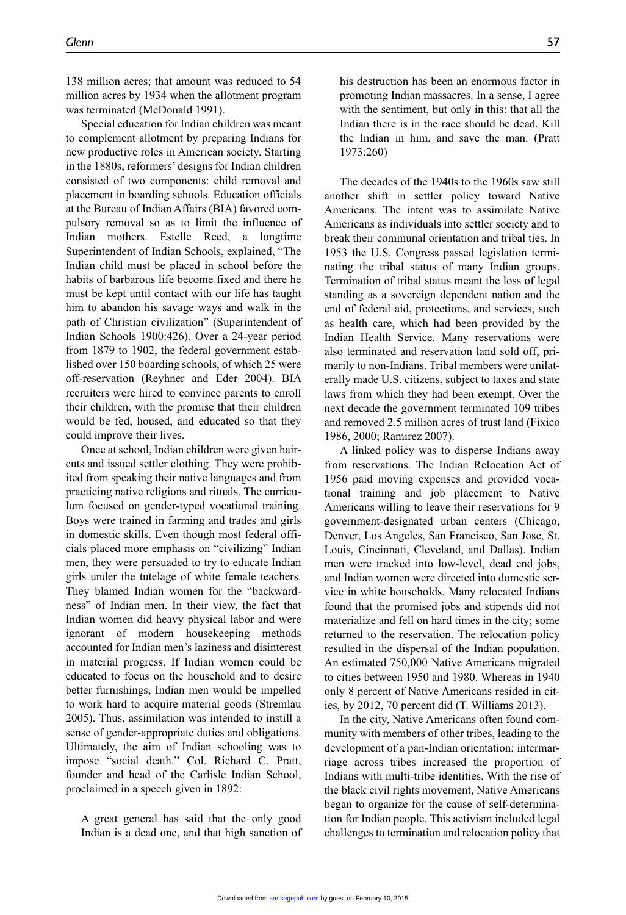138 million acres; that amount was reduced to 54 million acres by 1934 when the allotment program was terminated (McDonald 1991).

Special education for Indian children was meant to complement allotment by preparing Indians for new productive roles in American society. Starting in the 1880s, reformers' designs for Indian children consisted of two components: child removal and placement in boarding schools. Education officials at the Bureau of Indian Affairs (BIA) favored compulsory removal so as to limit the influence of Indian mothers. Estelle Reed, a longtime Superintendent of Indian Schools, explained, "The Indian child must be placed in school before the habits of barbarous life become fixed and there he must be kept until contact with our life has taught him to abandon his savage ways and walk in the path of Christian civilization" (Superintendent of Indian Schools 1900:426). Over a 24-year period from 1879 to 1902, the federal government established over 150 boarding schools, of which 25 were off-reservation (Reyhner and Eder 2004). BIA recruiters were hired to convince parents to enroll their children, with the promise that their children would be fed, housed, and educated so that they could improve their lives.

Once at school, Indian children were given haircuts and issued settler clothing. They were prohibited from speaking their native languages and from practicing native religions and rituals. The curriculum focused on gender-typed vocational training. Boys were trained in farming and trades and girls in domestic skills. Even though most federal officials placed more emphasis on "civilizing" Indian men, they were persuaded to try to educate Indian girls under the tutelage of white female teachers. They blamed Indian women for the "backwardness" of Indian men. In their view, the fact that Indian women did heavy physical labor and were ignorant of modern housekeeping methods accounted for Indian men's laziness and disinterest in material progress. If Indian women could be educated to focus on the household and to desire better furnishings, Indian men would be impelled to work hard to acquire material goods (Stremlau 2005). Thus, assimilation was intended to instill a sense of gender-appropriate duties and obligations. Ultimately, the aim of Indian schooling was to impose "social death." Col. Richard C. Pratt, founder and head of the Carlisle Indian School, proclaimed in a speech given in 1892:

> A great general has said that the only good Indian is a dead one, and that high sanction of his destruction has been an enormous factor in promoting Indian massacres. In a sense, I agree with the sentiment, but only in this: that all the Indian there is in the race should be dead. Kill the Indian in him, and save the man. (Pratt 1973:260)

The decades of the 1940s to the 1960s saw still another shift in settler policy toward Native Americans. The intent was to assimilate Native Americans as individuals into settler society and to break their communal orientation and tribal ties. In 1953 the U.S. Congress passed legislation terminating the tribal status of many Indian groups. Termination of tribal status meant the loss of legal standing as a sovereign dependent nation and the end of federal aid, protections, and services, such as health care, which had been provided by the Indian Health Service. Many reservations were also terminated and reservation land sold off, primarily to non-Indians. Tribal members were unilaterally made U.S. citizens, subject to taxes and state laws from which they had been exempt. Over the next decade the government terminated 109 tribes and removed 2.5 million acres of trust land (Fixico 1986, 2000; Ramirez 2007).

A linked policy was to disperse Indians away from reservations. The Indian Relocation Act of 1956 paid moving expenses and provided vocational training and job placement to Native Americans willing to leave their reservations for 9 government-designated urban centers (Chicago, Denver, Los Angeles, San Francisco, San Jose, St. Louis, Cincinnati, Cleveland, and Dallas). Indian men were tracked into low-level, dead end jobs, and Indian women were directed into domestic service in white households. Many relocated Indians found that the promised jobs and stipends did not materialize and fell on hard times in the city; some returned to the reservation. The relocation policy resulted in the dispersal of the Indian population. An estimated 750,000 Native Americans migrated to cities between 1950 and 1980. Whereas in 1940 only 8 percent of Native Americans resided in cities, by 2012, 70 percent did (T. Williams 2013).

In the city, Native Americans often found community with members of other tribes, leading to the development of a pan-Indian orientation; intermarriage across tribes increased the proportion of Indians with multi-tribe identities. With the rise of the black civil rights movement, Native Americans began to organize for the cause of self-determination for Indian people. This activism included legal challenges to termination and relocation policy that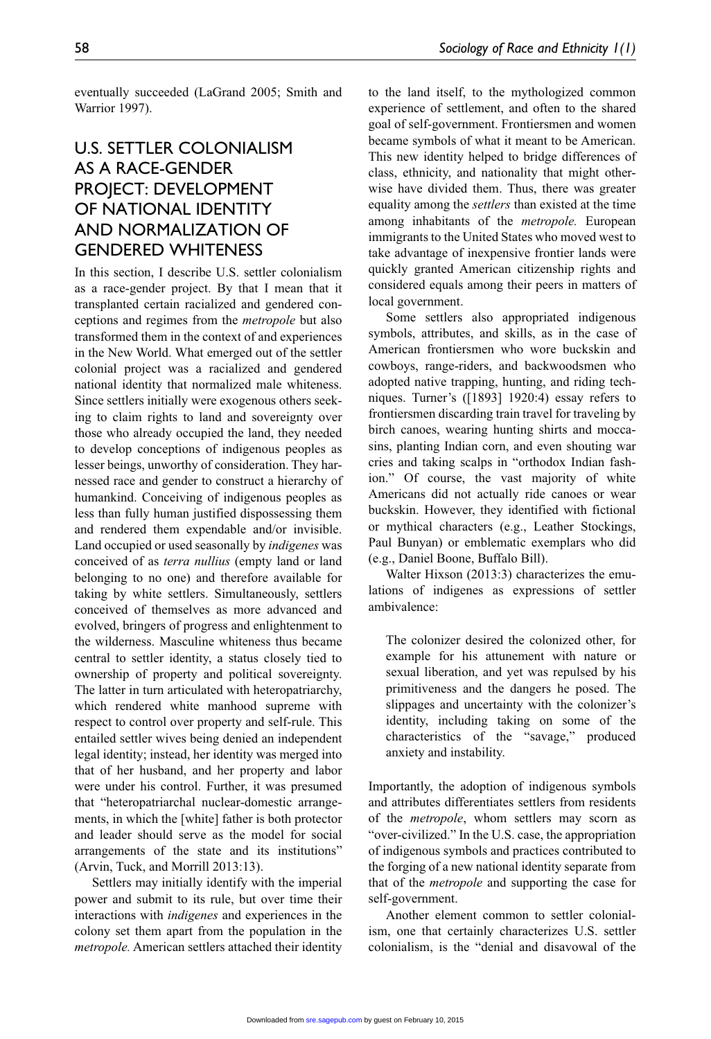eventually succeeded (LaGrand 2005; Smith and Warrior 1997).

## U.S. SETTLER COLONIALISM AS A RACE-GENDER PROJECT: DEVELOPMENT OF NATIONAL IDENTITY AND NORMALIZATION OF GENDERED WHITENESS

In this section, I describe U.S. settler colonialism as a race-gender project. By that I mean that it transplanted certain racialized and gendered conceptions and regimes from the *metropole* but also transformed them in the context of and experiences in the New World. What emerged out of the settler colonial project was a racialized and gendered national identity that normalized male whiteness. Since settlers initially were exogenous others seeking to claim rights to land and sovereignty over those who already occupied the land, they needed to develop conceptions of indigenous peoples as lesser beings, unworthy of consideration. They harnessed race and gender to construct a hierarchy of humankind. Conceiving of indigenous peoples as less than fully human justified dispossessing them and rendered them expendable and/or invisible. Land occupied or used seasonally by *indigenes* was conceived of as *terra nullius* (empty land or land belonging to no one) and therefore available for taking by white settlers. Simultaneously, settlers conceived of themselves as more advanced and evolved, bringers of progress and enlightenment to the wilderness. Masculine whiteness thus became central to settler identity, a status closely tied to ownership of property and political sovereignty. The latter in turn articulated with heteropatriarchy, which rendered white manhood supreme with respect to control over property and self-rule. This entailed settler wives being denied an independent legal identity; instead, her identity was merged into that of her husband, and her property and labor were under his control. Further, it was presumed that "heteropatriarchal nuclear-domestic arrangements, in which the [white] father is both protector and leader should serve as the model for social arrangements of the state and its institutions" (Arvin, Tuck, and Morrill 2013:13).

Settlers may initially identify with the imperial power and submit to its rule, but over time their interactions with *indigenes* and experiences in the colony set them apart from the population in the *metropole.* American settlers attached their identity to the land itself, to the mythologized common experience of settlement, and often to the shared goal of self-government. Frontiersmen and women became symbols of what it meant to be American. This new identity helped to bridge differences of class, ethnicity, and nationality that might otherwise have divided them. Thus, there was greater equality among the *settlers* than existed at the time among inhabitants of the *metropole.* European immigrants to the United States who moved west to take advantage of inexpensive frontier lands were quickly granted American citizenship rights and considered equals among their peers in matters of local government.

Some settlers also appropriated indigenous symbols, attributes, and skills, as in the case of American frontiersmen who wore buckskin and cowboys, range-riders, and backwoodsmen who adopted native trapping, hunting, and riding techniques. Turner's ([1893] 1920:4) essay refers to frontiersmen discarding train travel for traveling by birch canoes, wearing hunting shirts and moccasins, planting Indian corn, and even shouting war cries and taking scalps in "orthodox Indian fashion." Of course, the vast majority of white Americans did not actually ride canoes or wear buckskin. However, they identified with fictional or mythical characters (e.g., Leather Stockings, Paul Bunyan) or emblematic exemplars who did (e.g., Daniel Boone, Buffalo Bill).

Walter Hixson (2013:3) characterizes the emulations of indigenes as expressions of settler ambivalence:

> The colonizer desired the colonized other, for example for his attunement with nature or sexual liberation, and yet was repulsed by his primitiveness and the dangers he posed. The slippages and uncertainty with the colonizer's identity, including taking on some of the characteristics of the "savage," produced anxiety and instability.

Importantly, the adoption of indigenous symbols and attributes differentiates settlers from residents of the *metropole*, whom settlers may scorn as "over-civilized." In the U.S. case, the appropriation of indigenous symbols and practices contributed to the forging of a new national identity separate from that of the *metropole* and supporting the case for self-government.

Another element common to settler colonialism, one that certainly characterizes U.S. settler colonialism, is the "denial and disavowal of the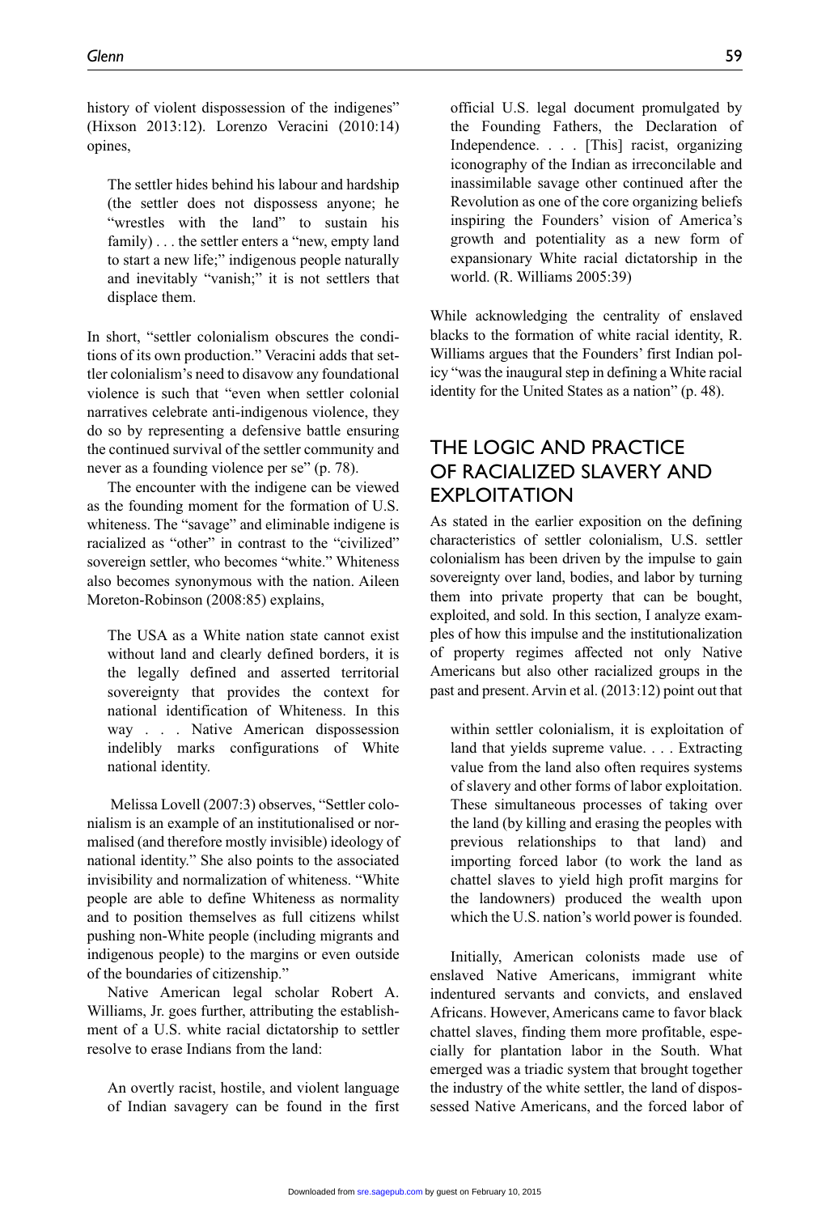history of violent dispossession of the indigenes" (Hixson 2013:12). Lorenzo Veracini (2010:14) opines,

> The settler hides behind his labour and hardship (the settler does not dispossess anyone; he "wrestles with the land" to sustain his family) . . . the settler enters a "new, empty land to start a new life;" indigenous people naturally and inevitably "vanish;" it is not settlers that displace them.

In short, "settler colonialism obscures the conditions of its own production." Veracini adds that settler colonialism's need to disavow any foundational violence is such that "even when settler colonial narratives celebrate anti-indigenous violence, they do so by representing a defensive battle ensuring the continued survival of the settler community and never as a founding violence per se" (p. 78).

The encounter with the indigene can be viewed as the founding moment for the formation of U.S. whiteness. The "savage" and eliminable indigene is racialized as "other" in contrast to the "civilized" sovereign settler, who becomes "white." Whiteness also becomes synonymous with the nation. Aileen Moreton-Robinson (2008:85) explains,

> The USA as a White nation state cannot exist without land and clearly defined borders, it is the legally defined and asserted territorial sovereignty that provides the context for national identification of Whiteness. In this way . . . Native American dispossession indelibly marks configurations of White national identity.

Melissa Lovell (2007:3) observes, "Settler colonialism is an example of an institutionalised or normalised (and therefore mostly invisible) ideology of national identity." She also points to the associated invisibility and normalization of whiteness. "White people are able to define Whiteness as normality and to position themselves as full citizens whilst pushing non-White people (including migrants and indigenous people) to the margins or even outside of the boundaries of citizenship."

Native American legal scholar Robert A. Williams, Jr. goes further, attributing the establishment of a U.S. white racial dictatorship to settler resolve to erase Indians from the land:

> An overtly racist, hostile, and violent language of Indian savagery can be found in the first official U.S. legal document promulgated by the Founding Fathers, the Declaration of Independence. . . . [This] racist, organizing iconography of the Indian as irreconcilable and inassimilable savage other continued after the Revolution as one of the core organizing beliefs inspiring the Founders' vision of America's growth and potentiality as a new form of expansionary White racial dictatorship in the world. (R. Williams 2005:39)

While acknowledging the centrality of enslaved blacks to the formation of white racial identity, R. Williams argues that the Founders' first Indian policy "was the inaugural step in defining a White racial identity for the United States as a nation" (p. 48).

## THE LOGIC AND PRACTICE OF RACIALIZED SLAVERY AND EXPLOITATION

As stated in the earlier exposition on the defining characteristics of settler colonialism, U.S. settler colonialism has been driven by the impulse to gain sovereignty over land, bodies, and labor by turning them into private property that can be bought, exploited, and sold. In this section, I analyze examples of how this impulse and the institutionalization of property regimes affected not only Native Americans but also other racialized groups in the past and present. Arvin et al. (2013:12) point out that

> within settler colonialism, it is exploitation of land that yields supreme value. . . . Extracting value from the land also often requires systems of slavery and other forms of labor exploitation. These simultaneous processes of taking over the land (by killing and erasing the peoples with previous relationships to that land) and importing forced labor (to work the land as chattel slaves to yield high profit margins for the landowners) produced the wealth upon which the U.S. nation's world power is founded.

Initially, American colonists made use of enslaved Native Americans, immigrant white indentured servants and convicts, and enslaved Africans. However, Americans came to favor black chattel slaves, finding them more profitable, especially for plantation labor in the South. What emerged was a triadic system that brought together the industry of the white settler, the land of dispossessed Native Americans, and the forced labor of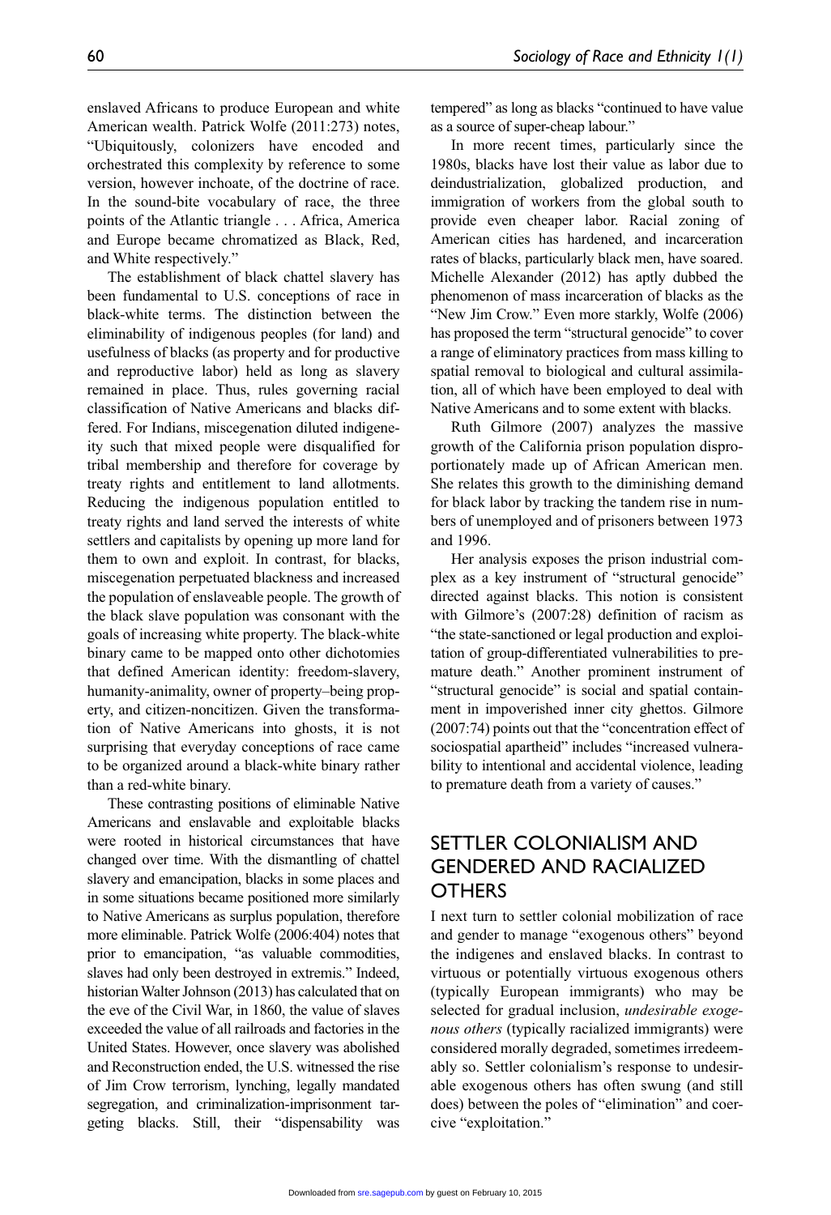enslaved Africans to produce European and white American wealth. Patrick Wolfe (2011:273) notes, "Ubiquitously, colonizers have encoded and orchestrated this complexity by reference to some version, however inchoate, of the doctrine of race. In the sound-bite vocabulary of race, the three points of the Atlantic triangle . . . Africa, America and Europe became chromatized as Black, Red, and White respectively."

The establishment of black chattel slavery has been fundamental to U.S. conceptions of race in black-white terms. The distinction between the eliminability of indigenous peoples (for land) and usefulness of blacks (as property and for productive and reproductive labor) held as long as slavery remained in place. Thus, rules governing racial classification of Native Americans and blacks differed. For Indians, miscegenation diluted indigeneity such that mixed people were disqualified for tribal membership and therefore for coverage by treaty rights and entitlement to land allotments. Reducing the indigenous population entitled to treaty rights and land served the interests of white settlers and capitalists by opening up more land for them to own and exploit. In contrast, for blacks, miscegenation perpetuated blackness and increased the population of enslaveable people. The growth of the black slave population was consonant with the goals of increasing white property. The black-white binary came to be mapped onto other dichotomies that defined American identity: freedom-slavery, humanity-animality, owner of property–being property, and citizen-noncitizen. Given the transformation of Native Americans into ghosts, it is not surprising that everyday conceptions of race came to be organized around a black-white binary rather than a red-white binary.

These contrasting positions of eliminable Native Americans and enslavable and exploitable blacks were rooted in historical circumstances that have changed over time. With the dismantling of chattel slavery and emancipation, blacks in some places and in some situations became positioned more similarly to Native Americans as surplus population, therefore more eliminable. Patrick Wolfe (2006:404) notes that prior to emancipation, "as valuable commodities, slaves had only been destroyed in extremis." Indeed, historian Walter Johnson (2013) has calculated that on the eve of the Civil War, in 1860, the value of slaves exceeded the value of all railroads and factories in the United States. However, once slavery was abolished and Reconstruction ended, the U.S. witnessed the rise of Jim Crow terrorism, lynching, legally mandated segregation, and criminalization-imprisonment targeting blacks. Still, their "dispensability was tempered" as long as blacks "continued to have value as a source of super-cheap labour."

In more recent times, particularly since the 1980s, blacks have lost their value as labor due to deindustrialization, globalized production, and immigration of workers from the global south to provide even cheaper labor. Racial zoning of American cities has hardened, and incarceration rates of blacks, particularly black men, have soared. Michelle Alexander (2012) has aptly dubbed the phenomenon of mass incarceration of blacks as the "New Jim Crow." Even more starkly, Wolfe (2006) has proposed the term "structural genocide" to cover a range of eliminatory practices from mass killing to spatial removal to biological and cultural assimilation, all of which have been employed to deal with Native Americans and to some extent with blacks.

Ruth Gilmore (2007) analyzes the massive growth of the California prison population disproportionately made up of African American men. She relates this growth to the diminishing demand for black labor by tracking the tandem rise in numbers of unemployed and of prisoners between 1973 and 1996.

Her analysis exposes the prison industrial complex as a key instrument of "structural genocide" directed against blacks. This notion is consistent with Gilmore's (2007:28) definition of racism as "the state-sanctioned or legal production and exploitation of group-differentiated vulnerabilities to premature death." Another prominent instrument of "structural genocide" is social and spatial containment in impoverished inner city ghettos. Gilmore (2007:74) points out that the "concentration effect of sociospatial apartheid" includes "increased vulnerability to intentional and accidental violence, leading to premature death from a variety of causes."

## SETTLER COLONIALISM AND GENDERED AND RACIALIZED OTHERS

I next turn to settler colonial mobilization of race and gender to manage "exogenous others" beyond the indigenes and enslaved blacks. In contrast to virtuous or potentially virtuous exogenous others (typically European immigrants) who may be selected for gradual inclusion, *undesirable exogenous others* (typically racialized immigrants) were considered morally degraded, sometimes irredeemably so. Settler colonialism's response to undesirable exogenous others has often swung (and still does) between the poles of "elimination" and coercive "exploitation."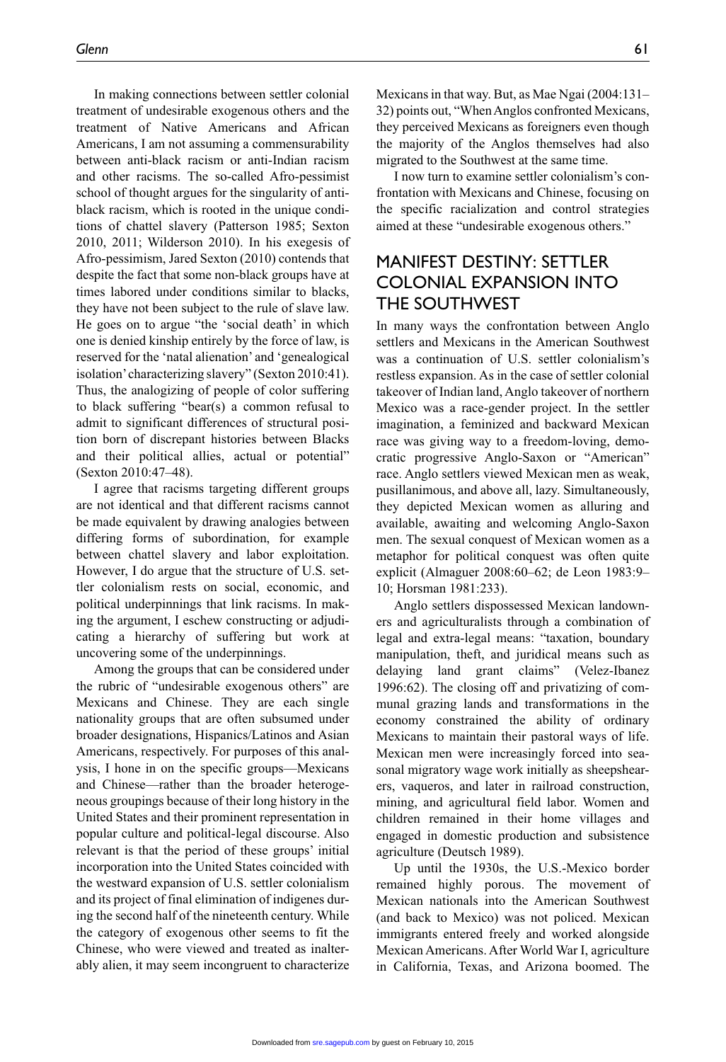In making connections between settler colonial treatment of undesirable exogenous others and the treatment of Native Americans and African Americans, I am not assuming a commensurability between anti-black racism or anti-Indian racism and other racisms. The so-called Afro-pessimist school of thought argues for the singularity of anti-black racism, which is rooted in the unique conditions of chattel slavery (Patterson 1985; Sexton 2010, 2011; Wilderson 2010). In his exegesis of Afro-pessimism, Jared Sexton (2010) contends that despite the fact that some non-black groups have at times labored under conditions similar to blacks, they have not been subject to the rule of slave law. He goes on to argue "the 'social death' in which one is denied kinship entirely by the force of law, is reserved for the 'natal alienation' and 'genealogical isolation' characterizing slavery" (Sexton 2010:41). Thus, the analogizing of people of color suffering to black suffering "bear(s) a common refusal to admit to significant differences of structural position born of discrepant histories between Blacks and their political allies, actual or potential" (Sexton 2010:47–48).

I agree that racisms targeting different groups are not identical and that different racisms cannot be made equivalent by drawing analogies between differing forms of subordination, for example between chattel slavery and labor exploitation. However, I do argue that the structure of U.S. settler colonialism rests on social, economic, and political underpinnings that link racisms. In making the argument, I eschew constructing or adjudicating a hierarchy of suffering but work at uncovering some of the underpinnings.

Among the groups that can be considered under the rubric of "undesirable exogenous others" are Mexicans and Chinese. They are each single nationality groups that are often subsumed under broader designations, Hispanics/Latinos and Asian Americans, respectively. For purposes of this analysis, I hone in on the specific groups—Mexicans and Chinese—rather than the broader heterogeneous groupings because of their long history in the United States and their prominent representation in popular culture and political-legal discourse. Also relevant is that the period of these groups' initial incorporation into the United States coincided with the westward expansion of U.S. settler colonialism and its project of final elimination of indigenes during the second half of the nineteenth century. While the category of exogenous other seems to fit the Chinese, who were viewed and treated as inalterably alien, it may seem incongruent to characterize Mexicans in that way. But, as Mae Ngai (2004:131–32) points out, "When Anglos confronted Mexicans, they perceived Mexicans as foreigners even though the majority of the Anglos themselves had also migrated to the Southwest at the same time.

I now turn to examine settler colonialism's confrontation with Mexicans and Chinese, focusing on the specific racialization and control strategies aimed at these "undesirable exogenous others."

## MANIFEST DESTINY: SETTLER COLONIAL EXPANSION INTO THE SOUTHWEST

In many ways the confrontation between Anglo settlers and Mexicans in the American Southwest was a continuation of U.S. settler colonialism's restless expansion. As in the case of settler colonial takeover of Indian land, Anglo takeover of northern Mexico was a race-gender project. In the settler imagination, a feminized and backward Mexican race was giving way to a freedom-loving, democratic progressive Anglo-Saxon or "American" race. Anglo settlers viewed Mexican men as weak, pusillanimous, and above all, lazy. Simultaneously, they depicted Mexican women as alluring and available, awaiting and welcoming Anglo-Saxon men. The sexual conquest of Mexican women as a metaphor for political conquest was often quite explicit (Almaguer 2008:60–62; de Leon 1983:9–10; Horsman 1981:233).

Anglo settlers dispossessed Mexican landowners and agriculturalists through a combination of legal and extra-legal means: "taxation, boundary manipulation, theft, and juridical means such as delaying land grant claims" (Velez-Ibanez 1996:62). The closing off and privatizing of communal grazing lands and transformations in the economy constrained the ability of ordinary Mexicans to maintain their pastoral ways of life. Mexican men were increasingly forced into seasonal migratory wage work initially as sheepshearers, vaqueros, and later in railroad construction, mining, and agricultural field labor. Women and children remained in their home villages and engaged in domestic production and subsistence agriculture (Deutsch 1989).

Up until the 1930s, the U.S.-Mexico border remained highly porous. The movement of Mexican nationals into the American Southwest (and back to Mexico) was not policed. Mexican immigrants entered freely and worked alongside Mexican Americans. After World War I, agriculture in California, Texas, and Arizona boomed. The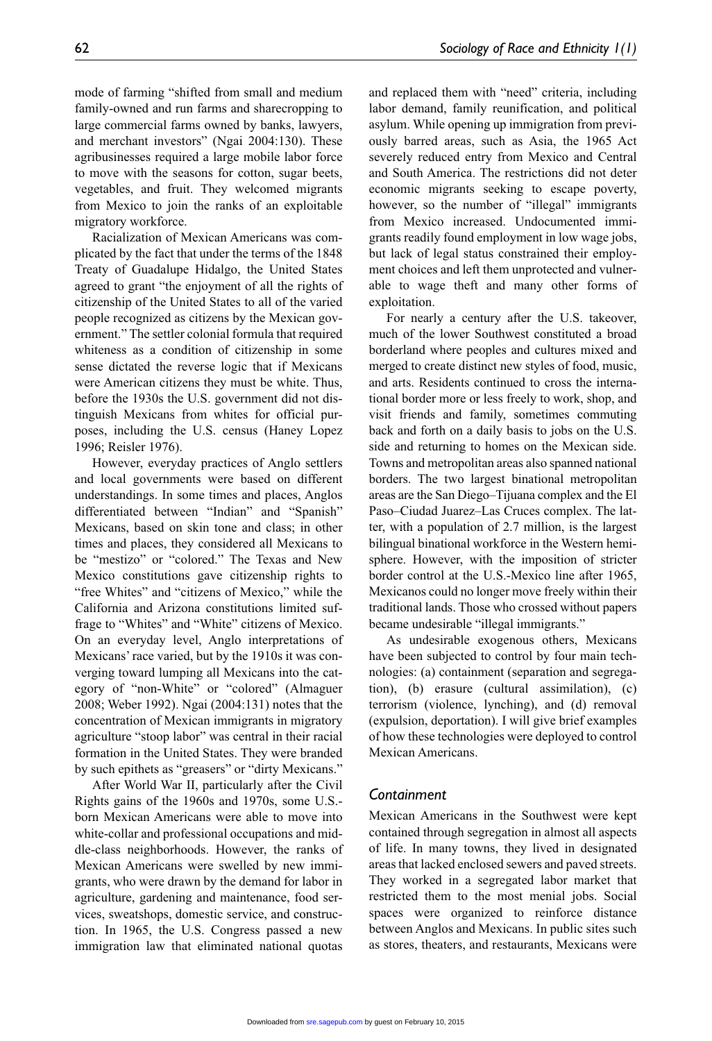mode of farming "shifted from small and medium family-owned and run farms and sharecropping to large commercial farms owned by banks, lawyers, and merchant investors" (Ngai 2004:130). These agribusinesses required a large mobile labor force to move with the seasons for cotton, sugar beets, vegetables, and fruit. They welcomed migrants from Mexico to join the ranks of an exploitable migratory workforce.

Racialization of Mexican Americans was complicated by the fact that under the terms of the 1848 Treaty of Guadalupe Hidalgo, the United States agreed to grant "the enjoyment of all the rights of citizenship of the United States to all of the varied people recognized as citizens by the Mexican government." The settler colonial formula that required whiteness as a condition of citizenship in some sense dictated the reverse logic that if Mexicans were American citizens they must be white. Thus, before the 1930s the U.S. government did not distinguish Mexicans from whites for official purposes, including the U.S. census (Haney Lopez 1996; Reisler 1976).

However, everyday practices of Anglo settlers and local governments were based on different understandings. In some times and places, Anglos differentiated between "Indian" and "Spanish" Mexicans, based on skin tone and class; in other times and places, they considered all Mexicans to be "mestizo" or "colored." The Texas and New Mexico constitutions gave citizenship rights to "free Whites" and "citizens of Mexico," while the California and Arizona constitutions limited suffrage to "Whites" and "White" citizens of Mexico. On an everyday level, Anglo interpretations of Mexicans' race varied, but by the 1910s it was converging toward lumping all Mexicans into the category of "non-White" or "colored" (Almaguer 2008; Weber 1992). Ngai (2004:131) notes that the concentration of Mexican immigrants in migratory agriculture "stoop labor" was central in their racial formation in the United States. They were branded by such epithets as "greasers" or "dirty Mexicans."

After World War II, particularly after the Civil Rights gains of the 1960s and 1970s, some U.S.-born Mexican Americans were able to move into white-collar and professional occupations and middle-class neighborhoods. However, the ranks of Mexican Americans were swelled by new immigrants, who were drawn by the demand for labor in agriculture, gardening and maintenance, food services, sweatshops, domestic service, and construction. In 1965, the U.S. Congress passed a new immigration law that eliminated national quotas and replaced them with "need" criteria, including labor demand, family reunification, and political asylum. While opening up immigration from previously barred areas, such as Asia, the 1965 Act severely reduced entry from Mexico and Central and South America. The restrictions did not deter economic migrants seeking to escape poverty, however, so the number of "illegal" immigrants from Mexico increased. Undocumented immigrants readily found employment in low wage jobs, but lack of legal status constrained their employment choices and left them unprotected and vulnerable to wage theft and many other forms of exploitation.

For nearly a century after the U.S. takeover, much of the lower Southwest constituted a broad borderland where peoples and cultures mixed and merged to create distinct new styles of food, music, and arts. Residents continued to cross the international border more or less freely to work, shop, and visit friends and family, sometimes commuting back and forth on a daily basis to jobs on the U.S. side and returning to homes on the Mexican side. Towns and metropolitan areas also spanned national borders. The two largest binational metropolitan areas are the San Diego–Tijuana complex and the El Paso–Ciudad Juarez–Las Cruces complex. The latter, with a population of 2.7 million, is the largest bilingual binational workforce in the Western hemisphere. However, with the imposition of stricter border control at the U.S.-Mexico line after 1965, Mexicanos could no longer move freely within their traditional lands. Those who crossed without papers became undesirable "illegal immigrants."

As undesirable exogenous others, Mexicans have been subjected to control by four main technologies: (a) containment (separation and segregation), (b) erasure (cultural assimilation), (c) terrorism (violence, lynching), and (d) removal (expulsion, deportation). I will give brief examples of how these technologies were deployed to control Mexican Americans.

### *Containment*

Mexican Americans in the Southwest were kept contained through segregation in almost all aspects of life. In many towns, they lived in designated areas that lacked enclosed sewers and paved streets. They worked in a segregated labor market that restricted them to the most menial jobs. Social spaces were organized to reinforce distance between Anglos and Mexicans. In public sites such as stores, theaters, and restaurants, Mexicans were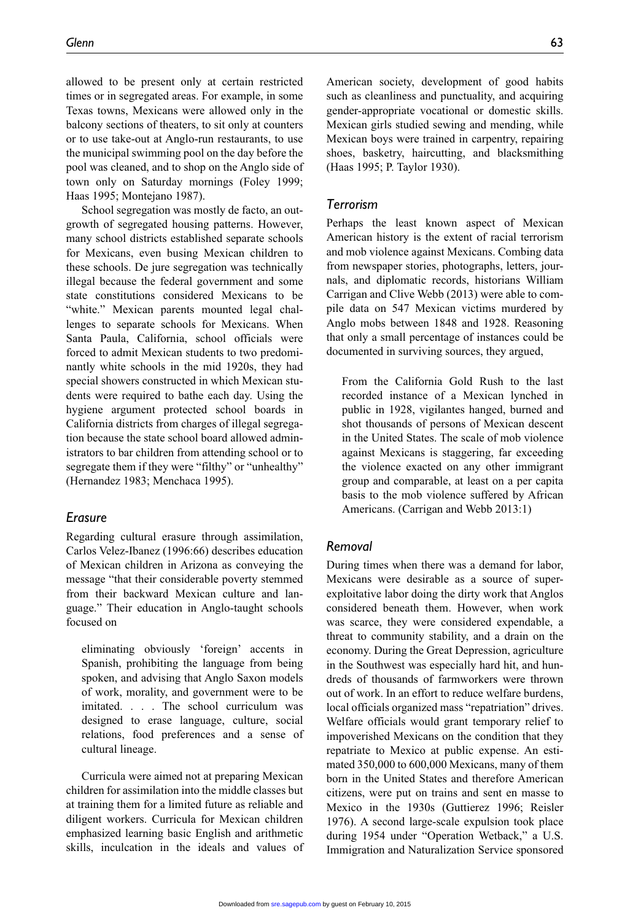allowed to be present only at certain restricted times or in segregated areas. For example, in some Texas towns, Mexicans were allowed only in the balcony sections of theaters, to sit only at counters or to use take-out at Anglo-run restaurants, to use the municipal swimming pool on the day before the pool was cleaned, and to shop on the Anglo side of town only on Saturday mornings (Foley 1999; Haas 1995; Montejano 1987).

School segregation was mostly de facto, an outgrowth of segregated housing patterns. However, many school districts established separate schools for Mexicans, even busing Mexican children to these schools. De jure segregation was technically illegal because the federal government and some state constitutions considered Mexicans to be "white." Mexican parents mounted legal challenges to separate schools for Mexicans. When Santa Paula, California, school officials were forced to admit Mexican students to two predominantly white schools in the mid 1920s, they had special showers constructed in which Mexican students were required to bathe each day. Using the hygiene argument protected school boards in California districts from charges of illegal segregation because the state school board allowed administrators to bar children from attending school or to segregate them if they were "filthy" or "unhealthy" (Hernandez 1983; Menchaca 1995).

### *Erasure*

Regarding cultural erasure through assimilation, Carlos Velez-Ibanez (1996:66) describes education of Mexican children in Arizona as conveying the message "that their considerable poverty stemmed from their backward Mexican culture and language." Their education in Anglo-taught schools focused on

> eliminating obviously 'foreign' accents in Spanish, prohibiting the language from being spoken, and advising that Anglo Saxon models of work, morality, and government were to be imitated. . . . The school curriculum was designed to erase language, culture, social relations, food preferences and a sense of cultural lineage.

Curricula were aimed not at preparing Mexican children for assimilation into the middle classes but at training them for a limited future as reliable and diligent workers. Curricula for Mexican children emphasized learning basic English and arithmetic skills, inculcation in the ideals and values of American society, development of good habits such as cleanliness and punctuality, and acquiring gender-appropriate vocational or domestic skills. Mexican girls studied sewing and mending, while Mexican boys were trained in carpentry, repairing shoes, basketry, haircutting, and blacksmithing (Haas 1995; P. Taylor 1930).

### *Terrorism*

Perhaps the least known aspect of Mexican American history is the extent of racial terrorism and mob violence against Mexicans. Combing data from newspaper stories, photographs, letters, journals, and diplomatic records, historians William Carrigan and Clive Webb (2013) were able to compile data on 547 Mexican victims murdered by Anglo mobs between 1848 and 1928. Reasoning that only a small percentage of instances could be documented in surviving sources, they argued,

> From the California Gold Rush to the last recorded instance of a Mexican lynched in public in 1928, vigilantes hanged, burned and shot thousands of persons of Mexican descent in the United States. The scale of mob violence against Mexicans is staggering, far exceeding the violence exacted on any other immigrant group and comparable, at least on a per capita basis to the mob violence suffered by African Americans. (Carrigan and Webb 2013:1)

### *Removal*

During times when there was a demand for labor, Mexicans were desirable as a source of super-exploitative labor doing the dirty work that Anglos considered beneath them. However, when work was scarce, they were considered expendable, a threat to community stability, and a drain on the economy. During the Great Depression, agriculture in the Southwest was especially hard hit, and hundreds of thousands of farmworkers were thrown out of work. In an effort to reduce welfare burdens, local officials organized mass "repatriation" drives. Welfare officials would grant temporary relief to impoverished Mexicans on the condition that they repatriate to Mexico at public expense. An estimated 350,000 to 600,000 Mexicans, many of them born in the United States and therefore American citizens, were put on trains and sent en masse to Mexico in the 1930s (Guttierez 1996; Reisler 1976). A second large-scale expulsion took place during 1954 under "Operation Wetback," a U.S. Immigration and Naturalization Service sponsored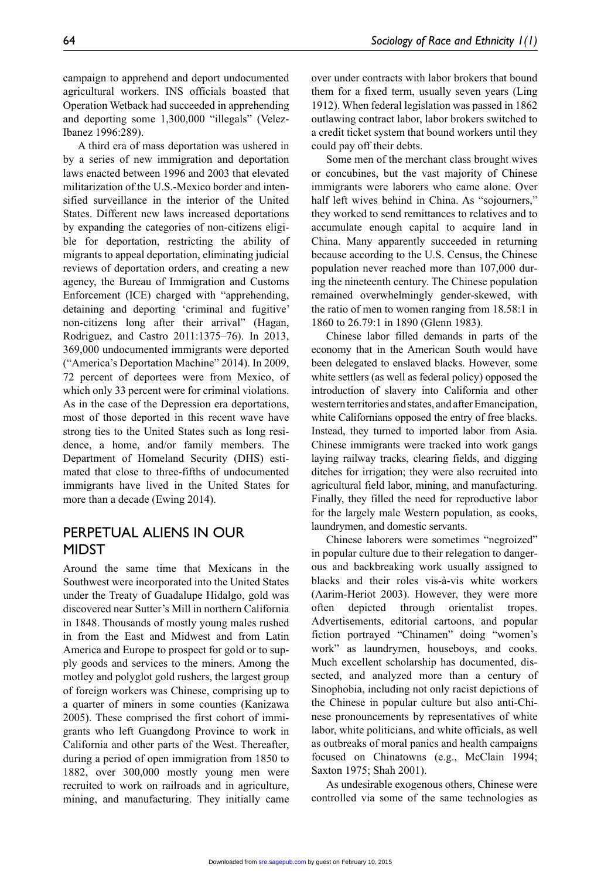campaign to apprehend and deport undocumented agricultural workers. INS officials boasted that Operation Wetback had succeeded in apprehending and deporting some 1,300,000 "illegals" (Velez-Ibanez 1996:289).

A third era of mass deportation was ushered in by a series of new immigration and deportation laws enacted between 1996 and 2003 that elevated militarization of the U.S.-Mexico border and intensified surveillance in the interior of the United States. Different new laws increased deportations by expanding the categories of non-citizens eligible for deportation, restricting the ability of migrants to appeal deportation, eliminating judicial reviews of deportation orders, and creating a new agency, the Bureau of Immigration and Customs Enforcement (ICE) charged with "apprehending, detaining and deporting 'criminal and fugitive' non-citizens long after their arrival" (Hagan, Rodriguez, and Castro 2011:1375–76). In 2013, 369,000 undocumented immigrants were deported ("America's Deportation Machine" 2014). In 2009, 72 percent of deportees were from Mexico, of which only 33 percent were for criminal violations. As in the case of the Depression era deportations, most of those deported in this recent wave have strong ties to the United States such as long residence, a home, and/or family members. The Department of Homeland Security (DHS) estimated that close to three-fifths of undocumented immigrants have lived in the United States for more than a decade (Ewing 2014).

## PERPETUAL ALIENS IN OUR MIDST

Around the same time that Mexicans in the Southwest were incorporated into the United States under the Treaty of Guadalupe Hidalgo, gold was discovered near Sutter's Mill in northern California in 1848. Thousands of mostly young males rushed in from the East and Midwest and from Latin America and Europe to prospect for gold or to supply goods and services to the miners. Among the motley and polyglot gold rushers, the largest group of foreign workers was Chinese, comprising up to a quarter of miners in some counties (Kanizawa 2005). These comprised the first cohort of immigrants who left Guangdong Province to work in California and other parts of the West. Thereafter, during a period of open immigration from 1850 to 1882, over 300,000 mostly young men were recruited to work on railroads and in agriculture, mining, and manufacturing. They initially came over under contracts with labor brokers that bound them for a fixed term, usually seven years (Ling 1912). When federal legislation was passed in 1862 outlawing contract labor, labor brokers switched to a credit ticket system that bound workers until they could pay off their debts.

Some men of the merchant class brought wives or concubines, but the vast majority of Chinese immigrants were laborers who came alone. Over half left wives behind in China. As "sojourners," they worked to send remittances to relatives and to accumulate enough capital to acquire land in China. Many apparently succeeded in returning because according to the U.S. Census, the Chinese population never reached more than 107,000 during the nineteenth century. The Chinese population remained overwhelmingly gender-skewed, with the ratio of men to women ranging from 18.58:1 in 1860 to 26.79:1 in 1890 (Glenn 1983).

Chinese labor filled demands in parts of the economy that in the American South would have been delegated to enslaved blacks. However, some white settlers (as well as federal policy) opposed the introduction of slavery into California and other western territories and states, and after Emancipation, white Californians opposed the entry of free blacks. Instead, they turned to imported labor from Asia. Chinese immigrants were tracked into work gangs laying railway tracks, clearing fields, and digging ditches for irrigation; they were also recruited into agricultural field labor, mining, and manufacturing. Finally, they filled the need for reproductive labor for the largely male Western population, as cooks, laundrymen, and domestic servants.

Chinese laborers were sometimes "negroized" in popular culture due to their relegation to dangerous and backbreaking work usually assigned to blacks and their roles vis-à-vis white workers (Aarim-Heriot 2003). However, they were more often depicted through orientalist tropes. Advertisements, editorial cartoons, and popular fiction portrayed "Chinamen" doing "women's work" as laundrymen, houseboys, and cooks. Much excellent scholarship has documented, dissected, and analyzed more than a century of Sinophobia, including not only racist depictions of the Chinese in popular culture but also anti-Chinese pronouncements by representatives of white labor, white politicians, and white officials, as well as outbreaks of moral panics and health campaigns focused on Chinatowns (e.g., McClain 1994; Saxton 1975; Shah 2001).

As undesirable exogenous others, Chinese were controlled via some of the same technologies as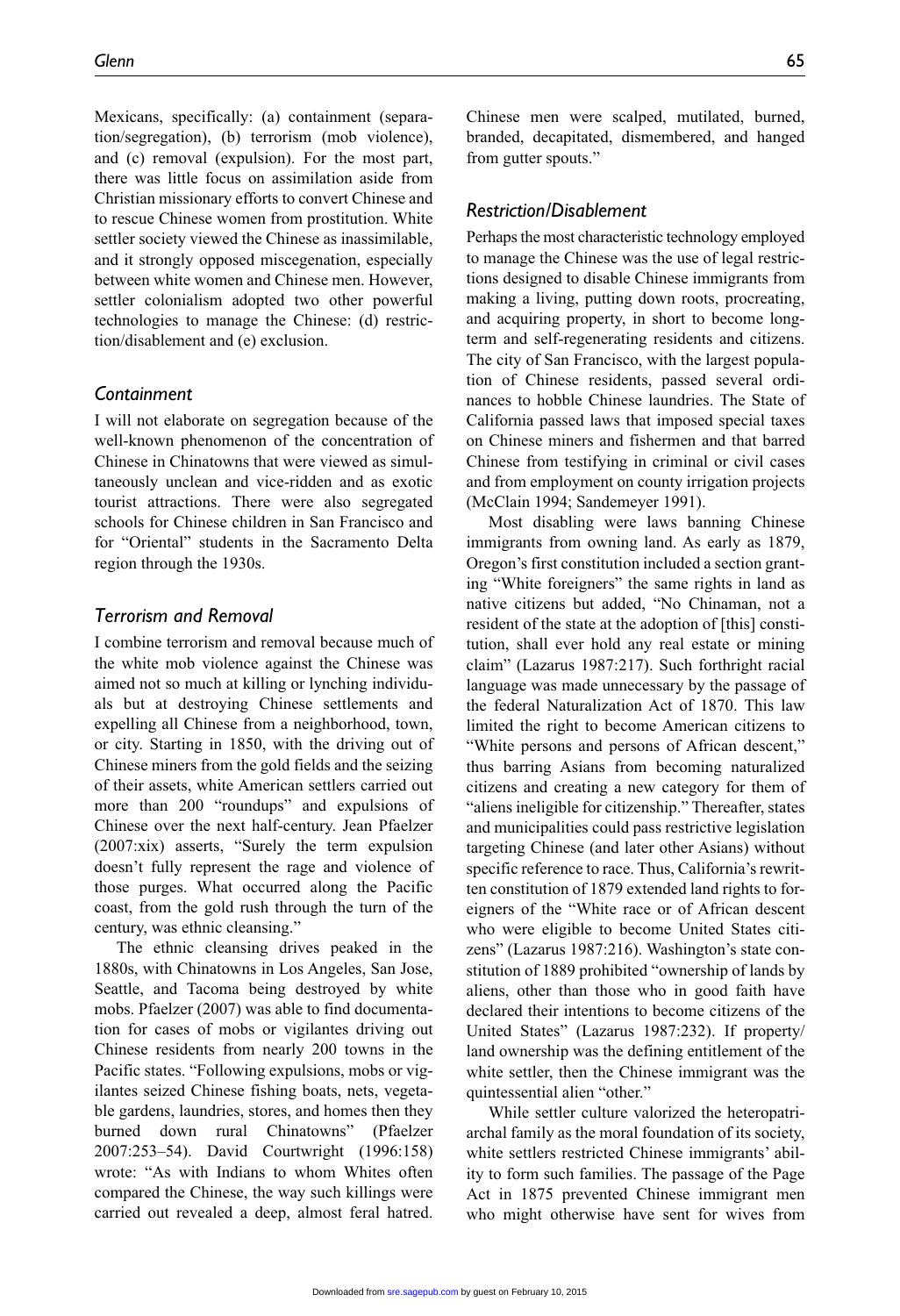Mexicans, specifically: (a) containment (separation/segregation), (b) terrorism (mob violence), and (c) removal (expulsion). For the most part, there was little focus on assimilation aside from Christian missionary efforts to convert Chinese and to rescue Chinese women from prostitution. White settler society viewed the Chinese as inassimilable, and it strongly opposed miscegenation, especially between white women and Chinese men. However, settler colonialism adopted two other powerful technologies to manage the Chinese: (d) restriction/disablement and (e) exclusion.

### *Containment*

I will not elaborate on segregation because of the well-known phenomenon of the concentration of Chinese in Chinatowns that were viewed as simultaneously unclean and vice-ridden and as exotic tourist attractions. There were also segregated schools for Chinese children in San Francisco and for "Oriental" students in the Sacramento Delta region through the 1930s.

### *Terrorism and Removal*

I combine terrorism and removal because much of the white mob violence against the Chinese was aimed not so much at killing or lynching individuals but at destroying Chinese settlements and expelling all Chinese from a neighborhood, town, or city. Starting in 1850, with the driving out of Chinese miners from the gold fields and the seizing of their assets, white American settlers carried out more than 200 "roundups" and expulsions of Chinese over the next half-century. Jean Pfaelzer (2007:xix) asserts, "Surely the term expulsion doesn't fully represent the rage and violence of those purges. What occurred along the Pacific coast, from the gold rush through the turn of the century, was ethnic cleansing."

The ethnic cleansing drives peaked in the 1880s, with Chinatowns in Los Angeles, San Jose, Seattle, and Tacoma being destroyed by white mobs. Pfaelzer (2007) was able to find documentation for cases of mobs or vigilantes driving out Chinese residents from nearly 200 towns in the Pacific states. "Following expulsions, mobs or vigilantes seized Chinese fishing boats, nets, vegetable gardens, laundries, stores, and homes then they burned down rural Chinatowns" (Pfaelzer 2007:253–54). David Courtwright (1996:158) wrote: "As with Indians to whom Whites often compared the Chinese, the way such killings were carried out revealed a deep, almost feral hatred. Chinese men were scalped, mutilated, burned, branded, decapitated, dismembered, and hanged from gutter spouts."

### *Restriction/Disablement*

Perhaps the most characteristic technology employed to manage the Chinese was the use of legal restrictions designed to disable Chinese immigrants from making a living, putting down roots, procreating, and acquiring property, in short to become long-term and self-regenerating residents and citizens. The city of San Francisco, with the largest population of Chinese residents, passed several ordinances to hobble Chinese laundries. The State of California passed laws that imposed special taxes on Chinese miners and fishermen and that barred Chinese from testifying in criminal or civil cases and from employment on county irrigation projects (McClain 1994; Sandemeyer 1991).

Most disabling were laws banning Chinese immigrants from owning land. As early as 1879, Oregon's first constitution included a section granting "White foreigners" the same rights in land as native citizens but added, "No Chinaman, not a resident of the state at the adoption of [this] constitution, shall ever hold any real estate or mining claim" (Lazarus 1987:217). Such forthright racial language was made unnecessary by the passage of the federal Naturalization Act of 1870. This law limited the right to become American citizens to "White persons and persons of African descent," thus barring Asians from becoming naturalized citizens and creating a new category for them of "aliens ineligible for citizenship." Thereafter, states and municipalities could pass restrictive legislation targeting Chinese (and later other Asians) without specific reference to race. Thus, California's rewritten constitution of 1879 extended land rights to foreigners of the "White race or of African descent who were eligible to become United States citizens" (Lazarus 1987:216). Washington's state constitution of 1889 prohibited "ownership of lands by aliens, other than those who in good faith have declared their intentions to become citizens of the United States" (Lazarus 1987:232). If property/land ownership was the defining entitlement of the white settler, then the Chinese immigrant was the quintessential alien "other."

While settler culture valorized the heteropatriarchal family as the moral foundation of its society, white settlers restricted Chinese immigrants' ability to form such families. The passage of the Page Act in 1875 prevented Chinese immigrant men who might otherwise have sent for wives from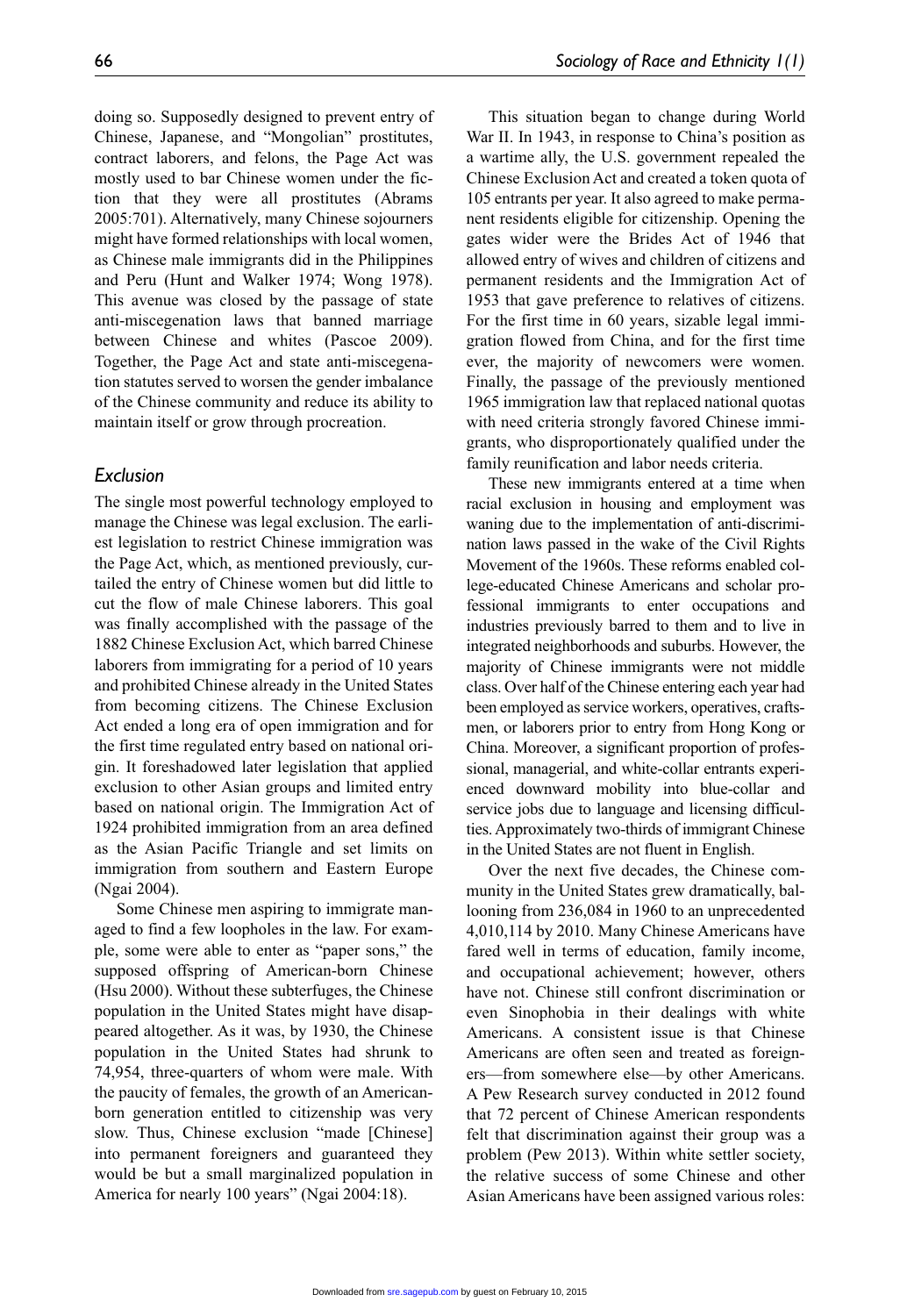doing so. Supposedly designed to prevent entry of Chinese, Japanese, and "Mongolian" prostitutes, contract laborers, and felons, the Page Act was mostly used to bar Chinese women under the fiction that they were all prostitutes (Abrams 2005:701). Alternatively, many Chinese sojourners might have formed relationships with local women, as Chinese male immigrants did in the Philippines and Peru (Hunt and Walker 1974; Wong 1978). This avenue was closed by the passage of state anti-miscegenation laws that banned marriage between Chinese and whites (Pascoe 2009). Together, the Page Act and state anti-miscegenation statutes served to worsen the gender imbalance of the Chinese community and reduce its ability to maintain itself or grow through procreation.

### *Exclusion*

The single most powerful technology employed to manage the Chinese was legal exclusion. The earliest legislation to restrict Chinese immigration was the Page Act, which, as mentioned previously, curtailed the entry of Chinese women but did little to cut the flow of male Chinese laborers. This goal was finally accomplished with the passage of the 1882 Chinese Exclusion Act, which barred Chinese laborers from immigrating for a period of 10 years and prohibited Chinese already in the United States from becoming citizens. The Chinese Exclusion Act ended a long era of open immigration and for the first time regulated entry based on national origin. It foreshadowed later legislation that applied exclusion to other Asian groups and limited entry based on national origin. The Immigration Act of 1924 prohibited immigration from an area defined as the Asian Pacific Triangle and set limits on immigration from southern and Eastern Europe (Ngai 2004).

Some Chinese men aspiring to immigrate managed to find a few loopholes in the law. For example, some were able to enter as "paper sons," the supposed offspring of American-born Chinese (Hsu 2000). Without these subterfuges, the Chinese population in the United States might have disappeared altogether. As it was, by 1930, the Chinese population in the United States had shrunk to 74,954, three-quarters of whom were male. With the paucity of females, the growth of an American-born generation entitled to citizenship was very slow. Thus, Chinese exclusion "made [Chinese] into permanent foreigners and guaranteed they would be but a small marginalized population in America for nearly 100 years" (Ngai 2004:18).

This situation began to change during World War II. In 1943, in response to China's position as a wartime ally, the U.S. government repealed the Chinese Exclusion Act and created a token quota of 105 entrants per year. It also agreed to make permanent residents eligible for citizenship. Opening the gates wider were the Brides Act of 1946 that allowed entry of wives and children of citizens and permanent residents and the Immigration Act of 1953 that gave preference to relatives of citizens. For the first time in 60 years, sizable legal immigration flowed from China, and for the first time ever, the majority of newcomers were women. Finally, the passage of the previously mentioned 1965 immigration law that replaced national quotas with need criteria strongly favored Chinese immigrants, who disproportionately qualified under the family reunification and labor needs criteria.

These new immigrants entered at a time when racial exclusion in housing and employment was waning due to the implementation of anti-discrimination laws passed in the wake of the Civil Rights Movement of the 1960s. These reforms enabled college-educated Chinese Americans and scholar professional immigrants to enter occupations and industries previously barred to them and to live in integrated neighborhoods and suburbs. However, the majority of Chinese immigrants were not middle class. Over half of the Chinese entering each year had been employed as service workers, operatives, craftsmen, or laborers prior to entry from Hong Kong or China. Moreover, a significant proportion of professional, managerial, and white-collar entrants experienced downward mobility into blue-collar and service jobs due to language and licensing difficulties. Approximately two-thirds of immigrant Chinese in the United States are not fluent in English.

Over the next five decades, the Chinese community in the United States grew dramatically, ballooning from 236,084 in 1960 to an unprecedented 4,010,114 by 2010. Many Chinese Americans have fared well in terms of education, family income, and occupational achievement; however, others have not. Chinese still confront discrimination or even Sinophobia in their dealings with white Americans. A consistent issue is that Chinese Americans are often seen and treated as foreigners—from somewhere else—by other Americans. A Pew Research survey conducted in 2012 found that 72 percent of Chinese American respondents felt that discrimination against their group was a problem (Pew 2013). Within white settler society, the relative success of some Chinese and other Asian Americans have been assigned various roles: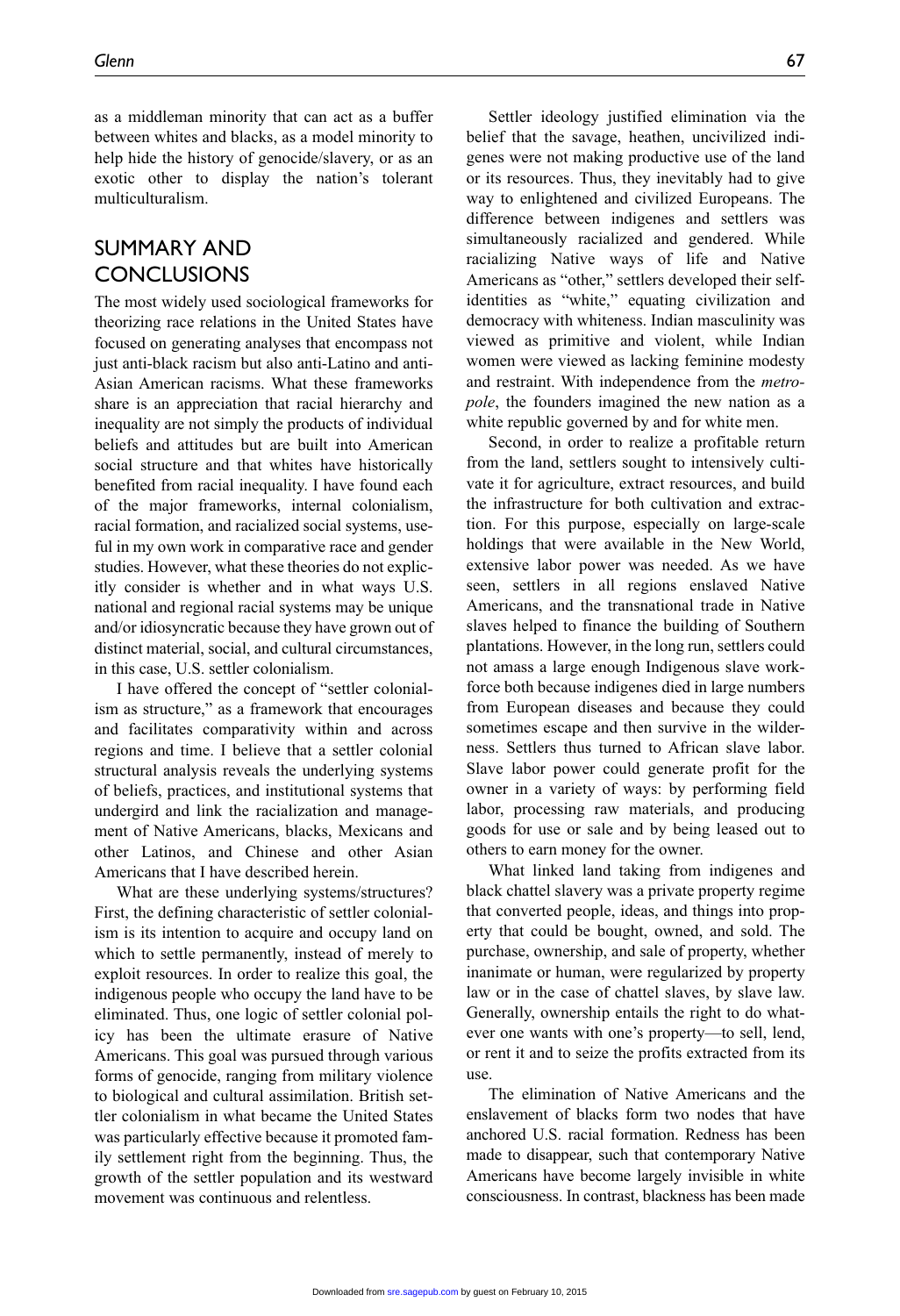as a middleman minority that can act as a buffer between whites and blacks, as a model minority to help hide the history of genocide/slavery, or as an exotic other to display the nation's tolerant multiculturalism.

## SUMMARY AND CONCLUSIONS

The most widely used sociological frameworks for theorizing race relations in the United States have focused on generating analyses that encompass not just anti-black racism but also anti-Latino and anti-Asian American racisms. What these frameworks share is an appreciation that racial hierarchy and inequality are not simply the products of individual beliefs and attitudes but are built into American social structure and that whites have historically benefited from racial inequality. I have found each of the major frameworks, internal colonialism, racial formation, and racialized social systems, useful in my own work in comparative race and gender studies. However, what these theories do not explicitly consider is whether and in what ways U.S. national and regional racial systems may be unique and/or idiosyncratic because they have grown out of distinct material, social, and cultural circumstances, in this case, U.S. settler colonialism.

I have offered the concept of "settler colonialism as structure," as a framework that encourages and facilitates comparativity within and across regions and time. I believe that a settler colonial structural analysis reveals the underlying systems of beliefs, practices, and institutional systems that undergird and link the racialization and management of Native Americans, blacks, Mexicans and other Latinos, and Chinese and other Asian Americans that I have described herein.

What are these underlying systems/structures? First, the defining characteristic of settler colonialism is its intention to acquire and occupy land on which to settle permanently, instead of merely to exploit resources. In order to realize this goal, the indigenous people who occupy the land have to be eliminated. Thus, one logic of settler colonial policy has been the ultimate erasure of Native Americans. This goal was pursued through various forms of genocide, ranging from military violence to biological and cultural assimilation. British settler colonialism in what became the United States was particularly effective because it promoted family settlement right from the beginning. Thus, the growth of the settler population and its westward movement was continuous and relentless.

Settler ideology justified elimination via the belief that the savage, heathen, uncivilized indigenes were not making productive use of the land or its resources. Thus, they inevitably had to give way to enlightened and civilized Europeans. The difference between indigenes and settlers was simultaneously racialized and gendered. While racializing Native ways of life and Native Americans as "other," settlers developed their self-identities as "white," equating civilization and democracy with whiteness. Indian masculinity was viewed as primitive and violent, while Indian women were viewed as lacking feminine modesty and restraint. With independence from the *metropole*, the founders imagined the new nation as a white republic governed by and for white men.

Second, in order to realize a profitable return from the land, settlers sought to intensively cultivate it for agriculture, extract resources, and build the infrastructure for both cultivation and extraction. For this purpose, especially on large-scale holdings that were available in the New World, extensive labor power was needed. As we have seen, settlers in all regions enslaved Native Americans, and the transnational trade in Native slaves helped to finance the building of Southern plantations. However, in the long run, settlers could not amass a large enough Indigenous slave workforce both because indigenes died in large numbers from European diseases and because they could sometimes escape and then survive in the wilderness. Settlers thus turned to African slave labor. Slave labor power could generate profit for the owner in a variety of ways: by performing field labor, processing raw materials, and producing goods for use or sale and by being leased out to others to earn money for the owner.

What linked land taking from indigenes and black chattel slavery was a private property regime that converted people, ideas, and things into property that could be bought, owned, and sold. The purchase, ownership, and sale of property, whether inanimate or human, were regularized by property law or in the case of chattel slaves, by slave law. Generally, ownership entails the right to do whatever one wants with one's property—to sell, lend, or rent it and to seize the profits extracted from its use.

The elimination of Native Americans and the enslavement of blacks form two nodes that have anchored U.S. racial formation. Redness has been made to disappear, such that contemporary Native Americans have become largely invisible in white consciousness. In contrast, blackness has been made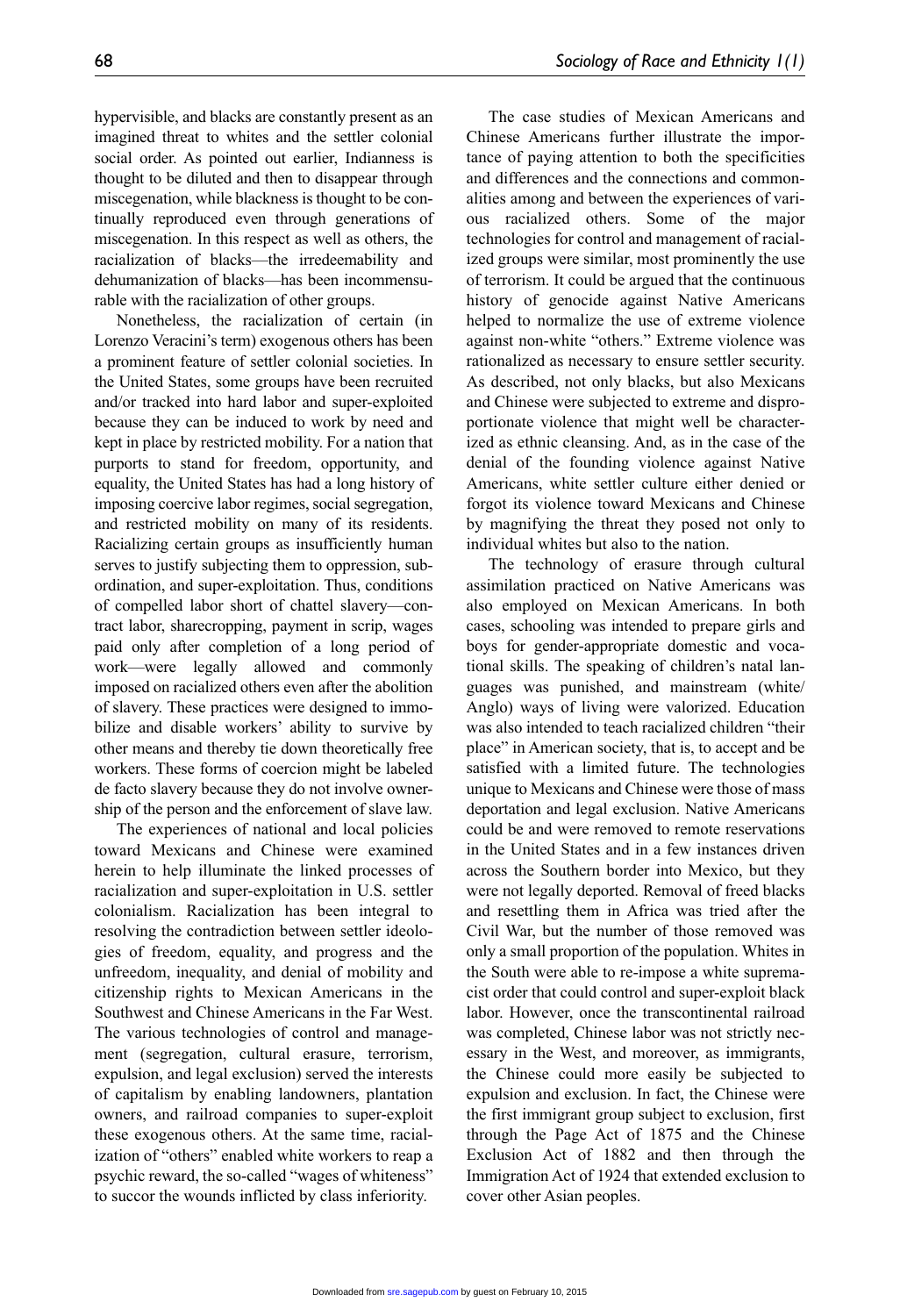hypervisible, and blacks are constantly present as an imagined threat to whites and the settler colonial social order. As pointed out earlier, Indianness is thought to be diluted and then to disappear through miscegenation, while blackness is thought to be continually reproduced even through generations of miscegenation. In this respect as well as others, the racialization of blacks—the irredeemability and dehumanization of blacks—has been incommensurable with the racialization of other groups.

Nonetheless, the racialization of certain (in Lorenzo Veracini's term) exogenous others has been a prominent feature of settler colonial societies. In the United States, some groups have been recruited and/or tracked into hard labor and super-exploited because they can be induced to work by need and kept in place by restricted mobility. For a nation that purports to stand for freedom, opportunity, and equality, the United States has had a long history of imposing coercive labor regimes, social segregation, and restricted mobility on many of its residents. Racializing certain groups as insufficiently human serves to justify subjecting them to oppression, subordination, and super-exploitation. Thus, conditions of compelled labor short of chattel slavery—contract labor, sharecropping, payment in scrip, wages paid only after completion of a long period of work—were legally allowed and commonly imposed on racialized others even after the abolition of slavery. These practices were designed to immobilize and disable workers' ability to survive by other means and thereby tie down theoretically free workers. These forms of coercion might be labeled de facto slavery because they do not involve ownership of the person and the enforcement of slave law.

The experiences of national and local policies toward Mexicans and Chinese were examined herein to help illuminate the linked processes of racialization and super-exploitation in U.S. settler colonialism. Racialization has been integral to resolving the contradiction between settler ideologies of freedom, equality, and progress and the unfreedom, inequality, and denial of mobility and citizenship rights to Mexican Americans in the Southwest and Chinese Americans in the Far West. The various technologies of control and management (segregation, cultural erasure, terrorism, expulsion, and legal exclusion) served the interests of capitalism by enabling landowners, plantation owners, and railroad companies to super-exploit these exogenous others. At the same time, racialization of "others" enabled white workers to reap a psychic reward, the so-called "wages of whiteness" to succor the wounds inflicted by class inferiority.

The case studies of Mexican Americans and Chinese Americans further illustrate the importance of paying attention to both the specificities and differences and the connections and commonalities among and between the experiences of various racialized others. Some of the major technologies for control and management of racialized groups were similar, most prominently the use of terrorism. It could be argued that the continuous history of genocide against Native Americans helped to normalize the use of extreme violence against non-white "others." Extreme violence was rationalized as necessary to ensure settler security. As described, not only blacks, but also Mexicans and Chinese were subjected to extreme and disproportionate violence that might well be characterized as ethnic cleansing. And, as in the case of the denial of the founding violence against Native Americans, white settler culture either denied or forgot its violence toward Mexicans and Chinese by magnifying the threat they posed not only to individual whites but also to the nation.

The technology of erasure through cultural assimilation practiced on Native Americans was also employed on Mexican Americans. In both cases, schooling was intended to prepare girls and boys for gender-appropriate domestic and vocational skills. The speaking of children's natal languages was punished, and mainstream (white/Anglo) ways of living were valorized. Education was also intended to teach racialized children "their place" in American society, that is, to accept and be satisfied with a limited future. The technologies unique to Mexicans and Chinese were those of mass deportation and legal exclusion. Native Americans could be and were removed to remote reservations in the United States and in a few instances driven across the Southern border into Mexico, but they were not legally deported. Removal of freed blacks and resettling them in Africa was tried after the Civil War, but the number of those removed was only a small proportion of the population. Whites in the South were able to re-impose a white supremacist order that could control and super-exploit black labor. However, once the transcontinental railroad was completed, Chinese labor was not strictly necessary in the West, and moreover, as immigrants, the Chinese could more easily be subjected to expulsion and exclusion. In fact, the Chinese were the first immigrant group subject to exclusion, first through the Page Act of 1875 and the Chinese Exclusion Act of 1882 and then through the Immigration Act of 1924 that extended exclusion to cover other Asian peoples.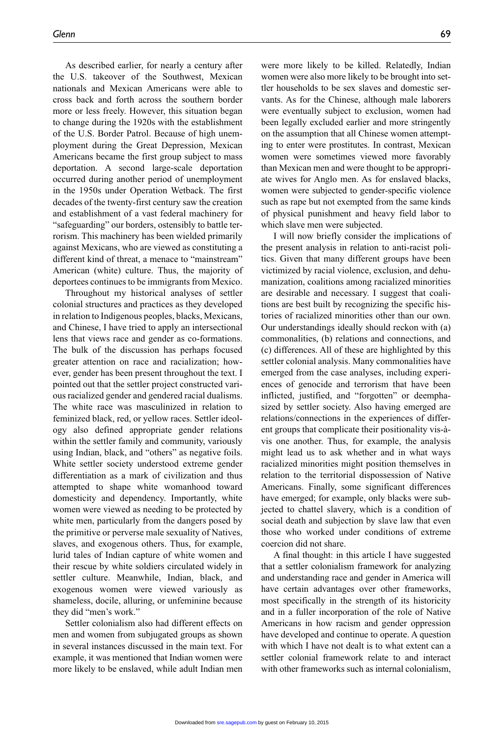As described earlier, for nearly a century after the U.S. takeover of the Southwest, Mexican nationals and Mexican Americans were able to cross back and forth across the southern border more or less freely. However, this situation began to change during the 1920s with the establishment of the U.S. Border Patrol. Because of high unemployment during the Great Depression, Mexican Americans became the first group subject to mass deportation. A second large-scale deportation occurred during another period of unemployment in the 1950s under Operation Wetback. The first decades of the twenty-first century saw the creation and establishment of a vast federal machinery for "safeguarding" our borders, ostensibly to battle terrorism. This machinery has been wielded primarily against Mexicans, who are viewed as constituting a different kind of threat, a menace to "mainstream" American (white) culture. Thus, the majority of deportees continues to be immigrants from Mexico.

Throughout my historical analyses of settler colonial structures and practices as they developed in relation to Indigenous peoples, blacks, Mexicans, and Chinese, I have tried to apply an intersectional lens that views race and gender as co-formations. The bulk of the discussion has perhaps focused greater attention on race and racialization; however, gender has been present throughout the text. I pointed out that the settler project constructed various racialized gender and gendered racial dualisms. The white race was masculinized in relation to feminized black, red, or yellow races. Settler ideology also defined appropriate gender relations within the settler family and community, variously using Indian, black, and "others" as negative foils. White settler society understood extreme gender differentiation as a mark of civilization and thus attempted to shape white womanhood toward domesticity and dependency. Importantly, white women were viewed as needing to be protected by white men, particularly from the dangers posed by the primitive or perverse male sexuality of Natives, slaves, and exogenous others. Thus, for example, lurid tales of Indian capture of white women and their rescue by white soldiers circulated widely in settler culture. Meanwhile, Indian, black, and exogenous women were viewed variously as shameless, docile, alluring, or unfeminine because they did "men's work."

Settler colonialism also had different effects on men and women from subjugated groups as shown in several instances discussed in the main text. For example, it was mentioned that Indian women were more likely to be enslaved, while adult Indian men were more likely to be killed. Relatedly, Indian women were also more likely to be brought into settler households to be sex slaves and domestic servants. As for the Chinese, although male laborers were eventually subject to exclusion, women had been legally excluded earlier and more stringently on the assumption that all Chinese women attempting to enter were prostitutes. In contrast, Mexican women were sometimes viewed more favorably than Mexican men and were thought to be appropriate wives for Anglo men. As for enslaved blacks, women were subjected to gender-specific violence such as rape but not exempted from the same kinds of physical punishment and heavy field labor to which slave men were subjected.

I will now briefly consider the implications of the present analysis in relation to anti-racist politics. Given that many different groups have been victimized by racial violence, exclusion, and dehumanization, coalitions among racialized minorities are desirable and necessary. I suggest that coalitions are best built by recognizing the specific histories of racialized minorities other than our own. Our understandings ideally should reckon with (a) commonalities, (b) relations and connections, and (c) differences. All of these are highlighted by this settler colonial analysis. Many commonalities have emerged from the case analyses, including experiences of genocide and terrorism that have been inflicted, justified, and "forgotten" or deemphasized by settler society. Also having emerged are relations/connections in the experiences of different groups that complicate their positionality vis-à-vis one another. Thus, for example, the analysis might lead us to ask whether and in what ways racialized minorities might position themselves in relation to the territorial dispossession of Native Americans. Finally, some significant differences have emerged; for example, only blacks were subjected to chattel slavery, which is a condition of social death and subjection by slave law that even those who worked under conditions of extreme coercion did not share.

A final thought: in this article I have suggested that a settler colonialism framework for analyzing and understanding race and gender in America will have certain advantages over other frameworks, most specifically in the strength of its historicity and in a fuller incorporation of the role of Native Americans in how racism and gender oppression have developed and continue to operate. A question with which I have not dealt is to what extent can a settler colonial framework relate to and interact with other frameworks such as internal colonialism,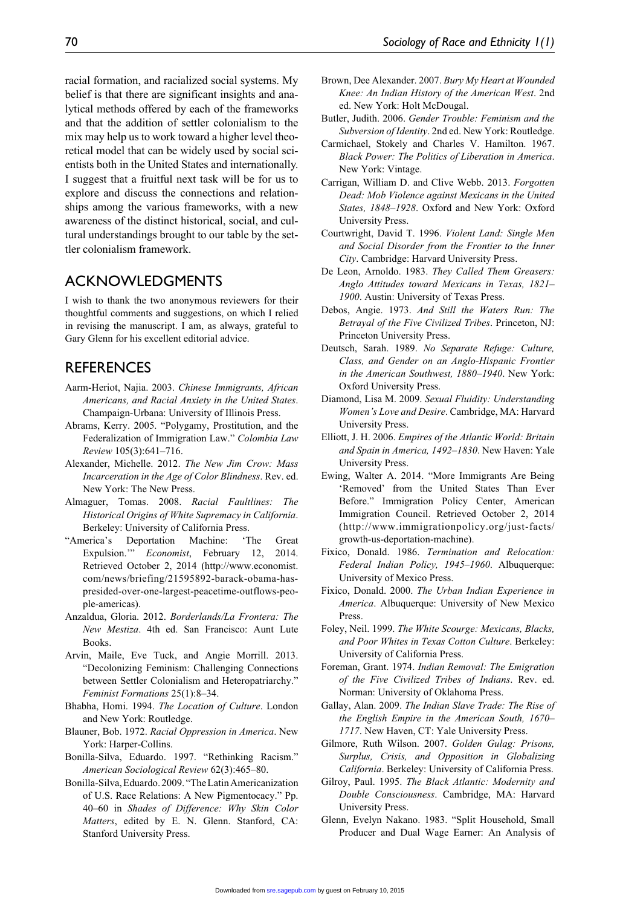racial formation, and racialized social systems. My belief is that there are significant insights and analytical methods offered by each of the frameworks and that the addition of settler colonialism to the mix may help us to work toward a higher level theoretical model that can be widely used by social scientists both in the United States and internationally. I suggest that a fruitful next task will be for us to explore and discuss the connections and relationships among the various frameworks, with a new awareness of the distinct historical, social, and cultural understandings brought to our table by the settler colonialism framework.

## ACKNOWLEDGMENTS

I wish to thank the two anonymous reviewers for their thoughtful comments and suggestions, on which I relied in revising the manuscript. I am, as always, grateful to Gary Glenn for his excellent editorial advice.

## REFERENCES

Aarm-Heriot, Najia. 2003. *Chinese Immigrants, African Americans, and Racial Anxiety in the United States*. Champaign-Urbana: University of Illinois Press.

Abrams, Kerry. 2005. "Polygamy, Prostitution, and the Federalization of Immigration Law." *Colombia Law Review* 105(3):641–716.

Alexander, Michelle. 2012. *The New Jim Crow: Mass Incarceration in the Age of Color Blindness*. Rev. ed. New York: The New Press.

Almaguer, Tomas. 2008. *Racial Faultlines: The Historical Origins of White Supremacy in California*. Berkeley: University of California Press.

"America's Deportation Machine: 'The Great Expulsion.'" *Economist*, February 12, 2014. Retrieved October 2, 2014 (http://www.economist.com/news/briefing/21595892-barack-obama-has-presided-over-one-largest-peacetime-outflows-people-americas).

Anzaldua, Gloria. 2012. *Borderlands/La Frontera: The New Mestiza*. 4th ed. San Francisco: Aunt Lute Books.

Arvin, Maile, Eve Tuck, and Angie Morrill. 2013. "Decolonizing Feminism: Challenging Connections between Settler Colonialism and Heteropatriarchy." *Feminist Formations* 25(1):8–34.

Bhabha, Homi. 1994. *The Location of Culture*. London and New York: Routledge.

Blauner, Bob. 1972. *Racial Oppression in America*. New York: Harper-Collins.

Bonilla-Silva, Eduardo. 1997. "Rethinking Racism." *American Sociological Review* 62(3):465–80.

Bonilla-Silva, Eduardo. 2009. "The Latin Americanization of U.S. Race Relations: A New Pigmentocracy." Pp. 40–60 in *Shades of Difference: Why Skin Color Matters*, edited by E. N. Glenn. Stanford, CA: Stanford University Press.

Brown, Dee Alexander. 2007. *Bury My Heart at Wounded Knee: An Indian History of the American West*. 2nd ed. New York: Holt McDougal.

Butler, Judith. 2006. *Gender Trouble: Feminism and the Subversion of Identity*. 2nd ed. New York: Routledge.

Carmichael, Stokely and Charles V. Hamilton. 1967. *Black Power: The Politics of Liberation in America*. New York: Vintage.

Carrigan, William D. and Clive Webb. 2013. *Forgotten Dead: Mob Violence against Mexicans in the United States, 1848–1928*. Oxford and New York: Oxford University Press.

Courtwright, David T. 1996. *Violent Land: Single Men and Social Disorder from the Frontier to the Inner City*. Cambridge: Harvard University Press.

De Leon, Arnoldo. 1983. *They Called Them Greasers: Anglo Attitudes toward Mexicans in Texas, 1821–1900*. Austin: University of Texas Press.

Debos, Angie. 1973. *And Still the Waters Run: The Betrayal of the Five Civilized Tribes*. Princeton, NJ: Princeton University Press.

Deutsch, Sarah. 1989. *No Separate Refuge: Culture, Class, and Gender on an Anglo-Hispanic Frontier in the American Southwest, 1880–1940*. New York: Oxford University Press.

Diamond, Lisa M. 2009. *Sexual Fluidity: Understanding Women's Love and Desire*. Cambridge, MA: Harvard University Press.

Elliott, J. H. 2006. *Empires of the Atlantic World: Britain and Spain in America, 1492–1830*. New Haven: Yale University Press.

Ewing, Walter A. 2014. "More Immigrants Are Being 'Removed' from the United States Than Ever Before." Immigration Policy Center, American Immigration Council. Retrieved October 2, 2014 (http://www.immigrationpolicy.org/just-facts/growth-us-deportation-machine).

Fixico, Donald. 1986. *Termination and Relocation: Federal Indian Policy, 1945–1960*. Albuquerque: University of Mexico Press.

Fixico, Donald. 2000. *The Urban Indian Experience in America*. Albuquerque: University of New Mexico Press.

Foley, Neil. 1999. *The White Scourge: Mexicans, Blacks, and Poor Whites in Texas Cotton Culture*. Berkeley: University of California Press.

Foreman, Grant. 1974. *Indian Removal: The Emigration of the Five Civilized Tribes of Indians*. Rev. ed. Norman: University of Oklahoma Press.

Gallay, Alan. 2009. *The Indian Slave Trade: The Rise of the English Empire in the American South, 1670–1717*. New Haven, CT: Yale University Press.

Gilmore, Ruth Wilson. 2007. *Golden Gulag: Prisons, Surplus, Crisis, and Opposition in Globalizing California*. Berkeley: University of California Press.

Gilroy, Paul. 1995. *The Black Atlantic: Modernity and Double Consciousness*. Cambridge, MA: Harvard University Press.

Glenn, Evelyn Nakano. 1983. "Split Household, Small Producer and Dual Wage Earner: An Analysis of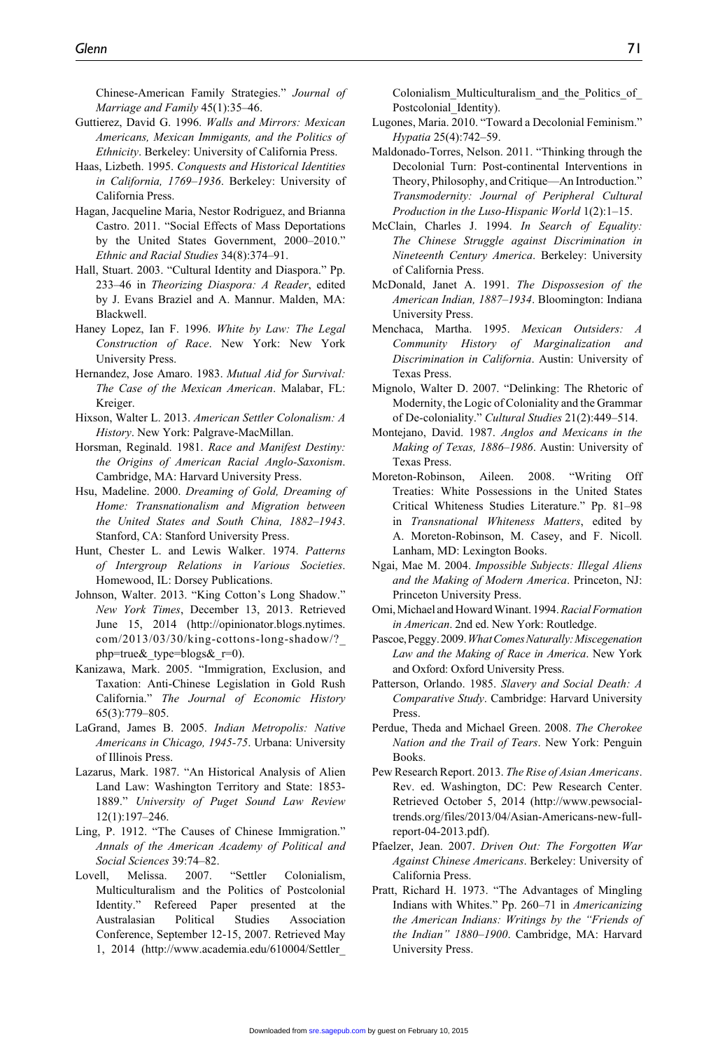Chinese-American Family Strategies." *Journal of Marriage and Family* 45(1):35–46.

Guttierez, David G. 1996. *Walls and Mirrors: Mexican Americans, Mexican Immigants, and the Politics of Ethnicity*. Berkeley: University of California Press.

Haas, Lizbeth. 1995. *Conquests and Historical Identities in California, 1769–1936*. Berkeley: University of California Press.

Hagan, Jacqueline Maria, Nestor Rodriguez, and Brianna Castro. 2011. "Social Effects of Mass Deportations by the United States Government, 2000–2010." *Ethnic and Racial Studies* 34(8):374–91.

Hall, Stuart. 2003. "Cultural Identity and Diaspora." Pp. 233–46 in *Theorizing Diaspora: A Reader*, edited by J. Evans Braziel and A. Mannur. Malden, MA: Blackwell.

Haney Lopez, Ian F. 1996. *White by Law: The Legal Construction of Race*. New York: New York University Press.

Hernandez, Jose Amaro. 1983. *Mutual Aid for Survival: The Case of the Mexican American*. Malabar, FL: Kreiger.

Hixson, Walter L. 2013. *American Settler Colonialism: A History*. New York: Palgrave-MacMillan.

Horsman, Reginald. 1981. *Race and Manifest Destiny: the Origins of American Racial Anglo-Saxonism*. Cambridge, MA: Harvard University Press.

Hsu, Madeline. 2000. *Dreaming of Gold, Dreaming of Home: Transnationalism and Migration between the United States and South China, 1882–1943*. Stanford, CA: Stanford University Press.

Hunt, Chester L. and Lewis Walker. 1974. *Patterns of Intergroup Relations in Various Societies*. Homewood, IL: Dorsey Publications.

Johnson, Walter. 2013. "King Cotton's Long Shadow." *New York Times*, December 13, 2013. Retrieved June 15, 2014 (http://opinionator.blogs.nytimes.com/2013/03/30/king-cottons-long-shadow/?_php=true&_type=blogs&_r=0).

Kanizawa, Mark. 2005. "Immigration, Exclusion, and Taxation: Anti-Chinese Legislation in Gold Rush California." *The Journal of Economic History* 65(3):779–805.

LaGrand, James B. 2005. *Indian Metropolis: Native Americans in Chicago, 1945-75*. Urbana: University of Illinois Press.

Lazarus, Mark. 1987. "An Historical Analysis of Alien Land Law: Washington Territory and State: 1853-1889." *University of Puget Sound Law Review* 12(1):197–246.

Ling, P. 1912. "The Causes of Chinese Immigration." *Annals of the American Academy of Political and Social Sciences* 39:74–82.

Lovell, Melissa. 2007. "Settler Colonialism, Multiculturalism and the Politics of Postcolonial Identity." Refereed Paper presented at the Australasian Political Studies Association Conference, September 12-15, 2007. Retrieved May 1, 2014 (http://www.academia.edu/610004/Settler_Colonialism_Multiculturalism_and_the_Politics_of_Postcolonial_Identity).

Lugones, Maria. 2010. "Toward a Decolonial Feminism." *Hypatia* 25(4):742–59.

Maldonado-Torres, Nelson. 2011. "Thinking through the Decolonial Turn: Post-continental Interventions in Theory, Philosophy, and Critique—An Introduction." *Transmodernity: Journal of Peripheral Cultural Production in the Luso-Hispanic World* 1(2):1–15.

McClain, Charles J. 1994. *In Search of Equality: The Chinese Struggle against Discrimination in Nineteenth Century America*. Berkeley: University of California Press.

McDonald, Janet A. 1991. *The Dispossesion of the American Indian, 1887–1934*. Bloomington: Indiana University Press.

Menchaca, Martha. 1995. *Mexican Outsiders: A Community History of Marginalization and Discrimination in California*. Austin: University of Texas Press.

Mignolo, Walter D. 2007. "Delinking: The Rhetoric of Modernity, the Logic of Coloniality and the Grammar of De-coloniality." *Cultural Studies* 21(2):449–514.

Montejano, David. 1987. *Anglos and Mexicans in the Making of Texas, 1886–1986*. Austin: University of Texas Press.

Moreton-Robinson, Aileen. 2008. "Writing Off Treaties: White Possessions in the United States Critical Whiteness Studies Literature." Pp. 81–98 in *Transnational Whiteness Matters*, edited by A. Moreton-Robinson, M. Casey, and F. Nicoll. Lanham, MD: Lexington Books.

Ngai, Mae M. 2004. *Impossible Subjects: Illegal Aliens and the Making of Modern America*. Princeton, NJ: Princeton University Press.

Omi, Michael and Howard Winant. 1994. *Racial Formation in American*. 2nd ed. New York: Routledge.

Pascoe, Peggy. 2009. *What Comes Naturally: Miscegenation Law and the Making of Race in America*. New York and Oxford: Oxford University Press.

Patterson, Orlando. 1985. *Slavery and Social Death: A Comparative Study*. Cambridge: Harvard University Press.

Perdue, Theda and Michael Green. 2008. *The Cherokee Nation and the Trail of Tears*. New York: Penguin Books.

Pew Research Report. 2013. *The Rise of Asian Americans*. Rev. ed. Washington, DC: Pew Research Center. Retrieved October 5, 2014 (http://www.pewsocialtrends.org/files/2013/04/Asian-Americans-new-full-report-04-2013.pdf).

Pfaelzer, Jean. 2007. *Driven Out: The Forgotten War Against Chinese Americans*. Berkeley: University of California Press.

Pratt, Richard H. 1973. "The Advantages of Mingling Indians with Whites." Pp. 260–71 in *Americanizing the American Indians: Writings by the "Friends of the Indian" 1880–1900*. Cambridge, MA: Harvard University Press.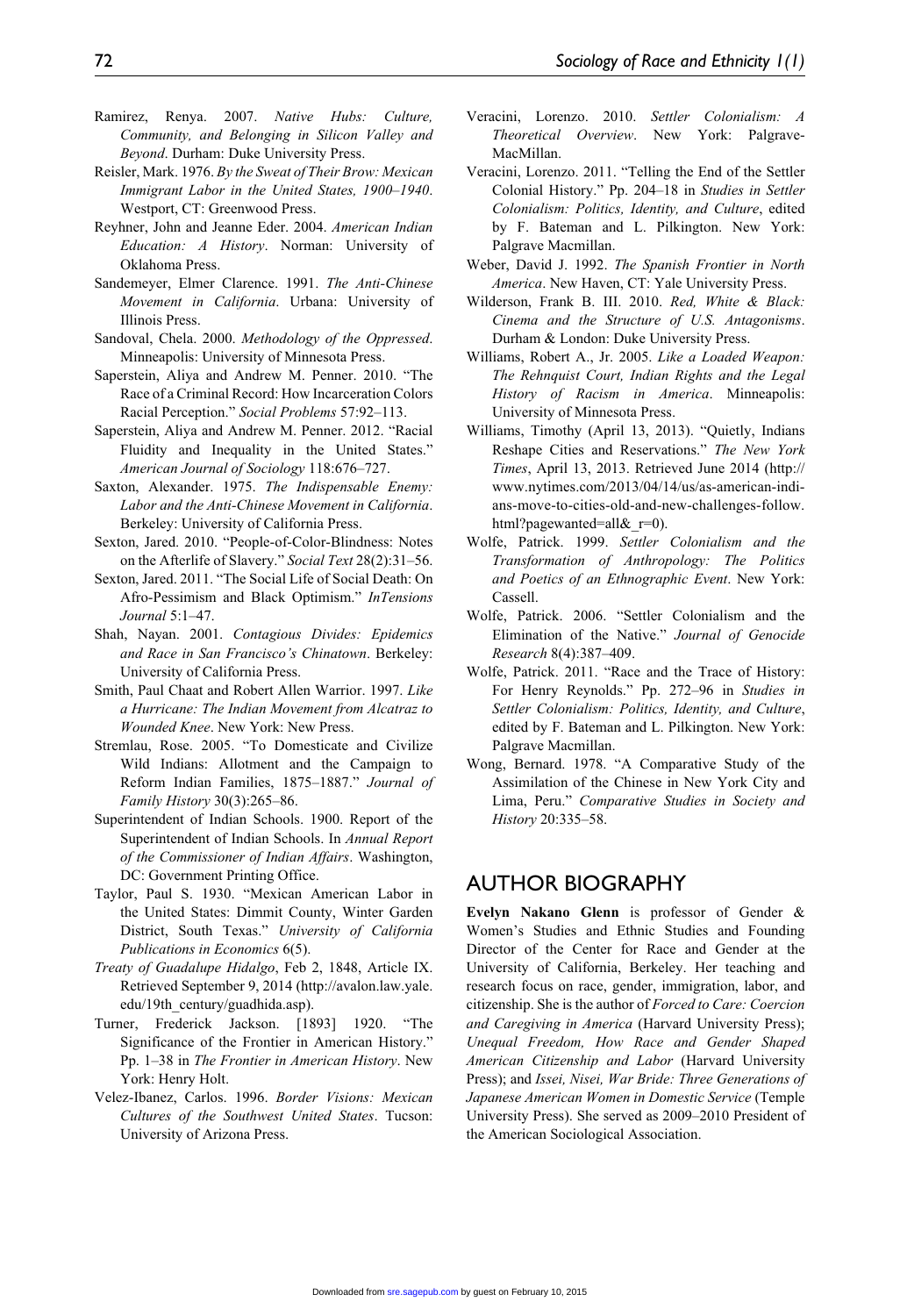Ramirez, Renya. 2007. *Native Hubs: Culture, Community, and Belonging in Silicon Valley and Beyond*. Durham: Duke University Press.

Reisler, Mark. 1976. *By the Sweat of Their Brow: Mexican Immigrant Labor in the United States, 1900–1940*. Westport, CT: Greenwood Press.

Reyhner, John and Jeanne Eder. 2004. *American Indian Education: A History*. Norman: University of Oklahoma Press.

Sandemeyer, Elmer Clarence. 1991. *The Anti-Chinese Movement in California*. Urbana: University of Illinois Press.

Sandoval, Chela. 2000. *Methodology of the Oppressed*. Minneapolis: University of Minnesota Press.

Saperstein, Aliya and Andrew M. Penner. 2010. "The Race of a Criminal Record: How Incarceration Colors Racial Perception." *Social Problems* 57:92–113.

Saperstein, Aliya and Andrew M. Penner. 2012. "Racial Fluidity and Inequality in the United States." *American Journal of Sociology* 118:676–727.

Saxton, Alexander. 1975. *The Indispensable Enemy: Labor and the Anti-Chinese Movement in California*. Berkeley: University of California Press.

Sexton, Jared. 2010. "People-of-Color-Blindness: Notes on the Afterlife of Slavery." *Social Text* 28(2):31–56.

Sexton, Jared. 2011. "The Social Life of Social Death: On Afro-Pessimism and Black Optimism." *InTensions Journal* 5:1–47.

Shah, Nayan. 2001. *Contagious Divides: Epidemics and Race in San Francisco's Chinatown*. Berkeley: University of California Press.

Smith, Paul Chaat and Robert Allen Warrior. 1997. *Like a Hurricane: The Indian Movement from Alcatraz to Wounded Knee*. New York: New Press.

Stremlau, Rose. 2005. "To Domesticate and Civilize Wild Indians: Allotment and the Campaign to Reform Indian Families, 1875–1887." *Journal of Family History* 30(3):265–86.

Superintendent of Indian Schools. 1900. Report of the Superintendent of Indian Schools. In *Annual Report of the Commissioner of Indian Affairs*. Washington, DC: Government Printing Office.

Taylor, Paul S. 1930. "Mexican American Labor in the United States: Dimmit County, Winter Garden District, South Texas." *University of California Publications in Economics* 6(5).

*Treaty of Guadalupe Hidalgo*, Feb 2, 1848, Article IX. Retrieved September 9, 2014 (http://avalon.law.yale.edu/19th_century/guadhida.asp).

Turner, Frederick Jackson. [1893] 1920. "The Significance of the Frontier in American History." Pp. 1–38 in *The Frontier in American History*. New York: Henry Holt.

Velez-Ibanez, Carlos. 1996. *Border Visions: Mexican Cultures of the Southwest United States*. Tucson: University of Arizona Press.

Veracini, Lorenzo. 2010. *Settler Colonialism: A Theoretical Overview*. New York: Palgrave-MacMillan.

Veracini, Lorenzo. 2011. "Telling the End of the Settler Colonial History." Pp. 204–18 in *Studies in Settler Colonialism: Politics, Identity, and Culture*, edited by F. Bateman and L. Pilkington. New York: Palgrave Macmillan.

Weber, David J. 1992. *The Spanish Frontier in North America*. New Haven, CT: Yale University Press.

Wilderson, Frank B. III. 2010. *Red, White & Black: Cinema and the Structure of U.S. Antagonisms*. Durham & London: Duke University Press.

Williams, Robert A., Jr. 2005. *Like a Loaded Weapon: The Rehnquist Court, Indian Rights and the Legal History of Racism in America*. Minneapolis: University of Minnesota Press.

Williams, Timothy (April 13, 2013). "Quietly, Indians Reshape Cities and Reservations." *The New York Times*, April 13, 2013. Retrieved June 2014 (http://www.nytimes.com/2013/04/14/us/as-american-indians-move-to-cities-old-and-new-challenges-follow.html?pagewanted=all&_r=0).

Wolfe, Patrick. 1999. *Settler Colonialism and the Transformation of Anthropology: The Politics and Poetics of an Ethnographic Event*. New York: Cassell.

Wolfe, Patrick. 2006. "Settler Colonialism and the Elimination of the Native." *Journal of Genocide Research* 8(4):387–409.

Wolfe, Patrick. 2011. "Race and the Trace of History: For Henry Reynolds." Pp. 272–96 in *Studies in Settler Colonialism: Politics, Identity, and Culture*, edited by F. Bateman and L. Pilkington. New York: Palgrave Macmillan.

Wong, Bernard. 1978. "A Comparative Study of the Assimilation of the Chinese in New York City and Lima, Peru." *Comparative Studies in Society and History* 20:335–58.

## AUTHOR BIOGRAPHY

**Evelyn Nakano Glenn** is professor of Gender & Women's Studies and Ethnic Studies and Founding Director of the Center for Race and Gender at the University of California, Berkeley. Her teaching and research focus on race, gender, immigration, labor, and citizenship. She is the author of *Forced to Care: Coercion and Caregiving in America* (Harvard University Press); *Unequal Freedom, How Race and Gender Shaped American Citizenship and Labor* (Harvard University Press); and *Issei, Nisei, War Bride: Three Generations of Japanese American Women in Domestic Service* (Temple University Press). She served as 2009–2010 President of the American Sociological Association.